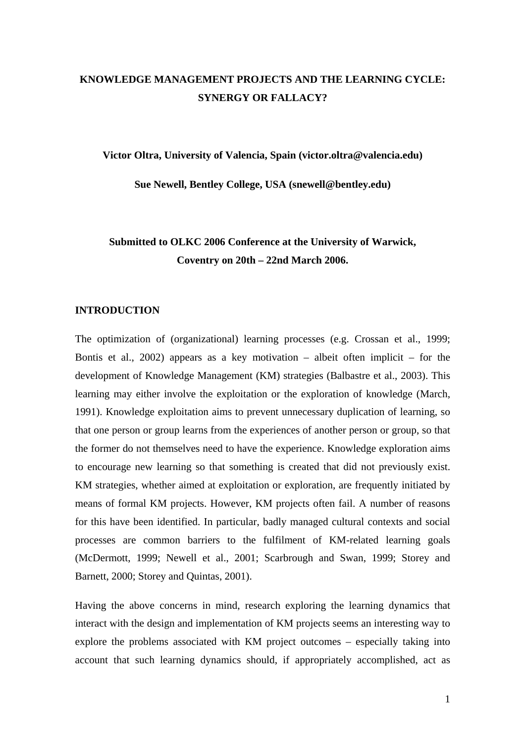# KNOWLEDGE MANAGEMENT PROJECTS AND THE LEARNING CYCLE: SYNERGY OR FALLACY?

**Victor Oltra, University of Valencia, Spain (victor.oltra@valencia.edu)**

**Sue Newell, Bentley College, USA (snewell@bentley.edu)**

**Submitted to OLKC 2006 Conference at the University of Warwick, Coventry on 20th – 22nd March 2006.**

## INTRODUCTION

The optimization of (organizational) learning processes (e.g. Crossan et al., 1999; Bontis et al., 2002) appears as a key motivation – albeit often implicit – for the development of Knowledge Management (KM) strategies (Balbastre et al., 2003). This learning may either involve the exploitation or the exploration of knowledge (March, 1991). Knowledge exploitation aims to prevent unnecessary duplication of learning, so that one person or group learns from the experiences of another person or group, so that the former do not themselves need to have the experience. Knowledge exploration aims to encourage new learning so that something is created that did not previously exist. KM strategies, whether aimed at exploitation or exploration, are frequently initiated by means of formal KM projects. However, KM projects often fail. A number of reasons for this have been identified. In particular, badly managed cultural contexts and social processes are common barriers to the fulfilment of KM-related learning goals (McDermott, 1999; Newell et al., 2001; Scarbrough and Swan, 1999; Storey and Barnett, 2000; Storey and Quintas, 2001).

Having the above concerns in mind, research exploring the learning dynamics that interact with the design and implementation of KM projects seems an interesting way to explore the problems associated with KM project outcomes – especially taking into account that such learning dynamics should, if appropriately accomplished, act as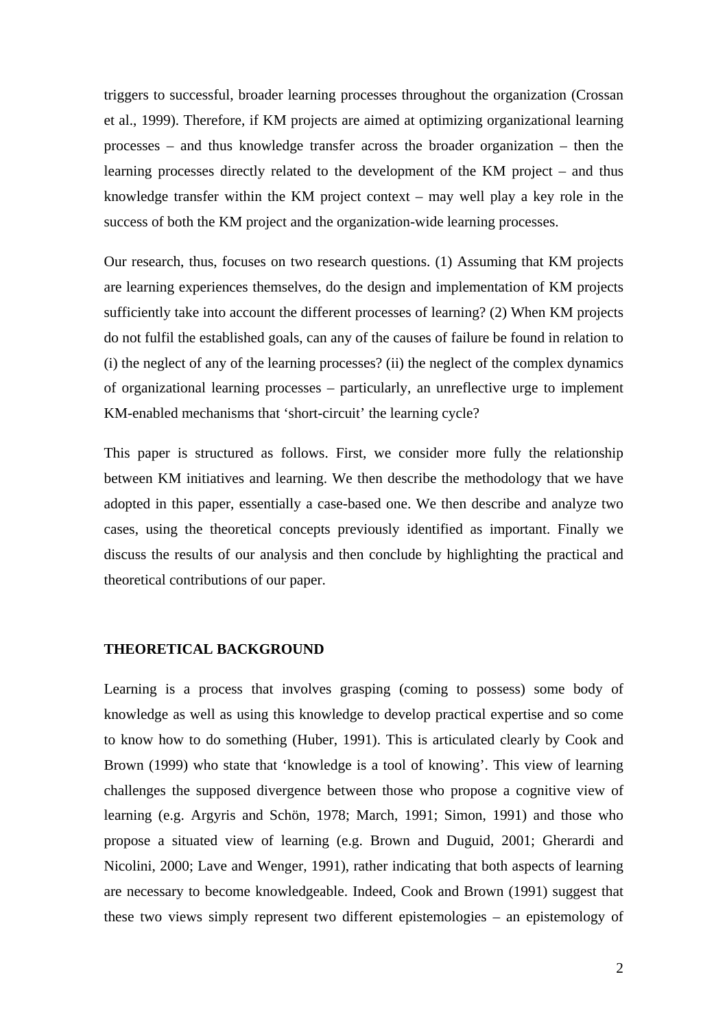triggers to successful, broader learning processes throughout the organization (Crossan et al., 1999). Therefore, if KM projects are aimed at optimizing organizational learning processes – and thus knowledge transfer across the broader organization – then the learning processes directly related to the development of the KM project – and thus knowledge transfer within the KM project context – may well play a key role in the success of both the KM project and the organization-wide learning processes.

Our research, thus, focuses on two research questions. (1) Assuming that KM projects are learning experiences themselves, do the design and implementation of KM projects sufficiently take into account the different processes of learning? (2) When KM projects do not fulfil the established goals, can any of the causes of failure be found in relation to (i) the neglect of any of the learning processes? (ii) the neglect of the complex dynamics of organizational learning processes – particularly, an unreflective urge to implement KM-enabled mechanisms that 'short-circuit' the learning cycle?

This paper is structured as follows. First, we consider more fully the relationship between KM initiatives and learning. We then describe the methodology that we have adopted in this paper, essentially a case-based one. We then describe and analyze two cases, using the theoretical concepts previously identified as important. Finally we discuss the results of our analysis and then conclude by highlighting the practical and theoretical contributions of our paper.

## THEORETICAL BACKGROUND

Learning is a process that involves grasping (coming to possess) some body of knowledge as well as using this knowledge to develop practical expertise and so come to know how to do something (Huber, 1991). This is articulated clearly by Cook and Brown (1999) who state that 'knowledge is a tool of knowing'. This view of learning challenges the supposed divergence between those who propose a cognitive view of learning (e.g. Argyris and Schön, 1978; March, 1991; Simon, 1991) and those who propose a situated view of learning (e.g. Brown and Duguid, 2001; Gherardi and Nicolini, 2000; Lave and Wenger, 1991), rather indicating that both aspects of learning are necessary to become knowledgeable. Indeed, Cook and Brown (1991) suggest that these two views simply represent two different epistemologies – an epistemology of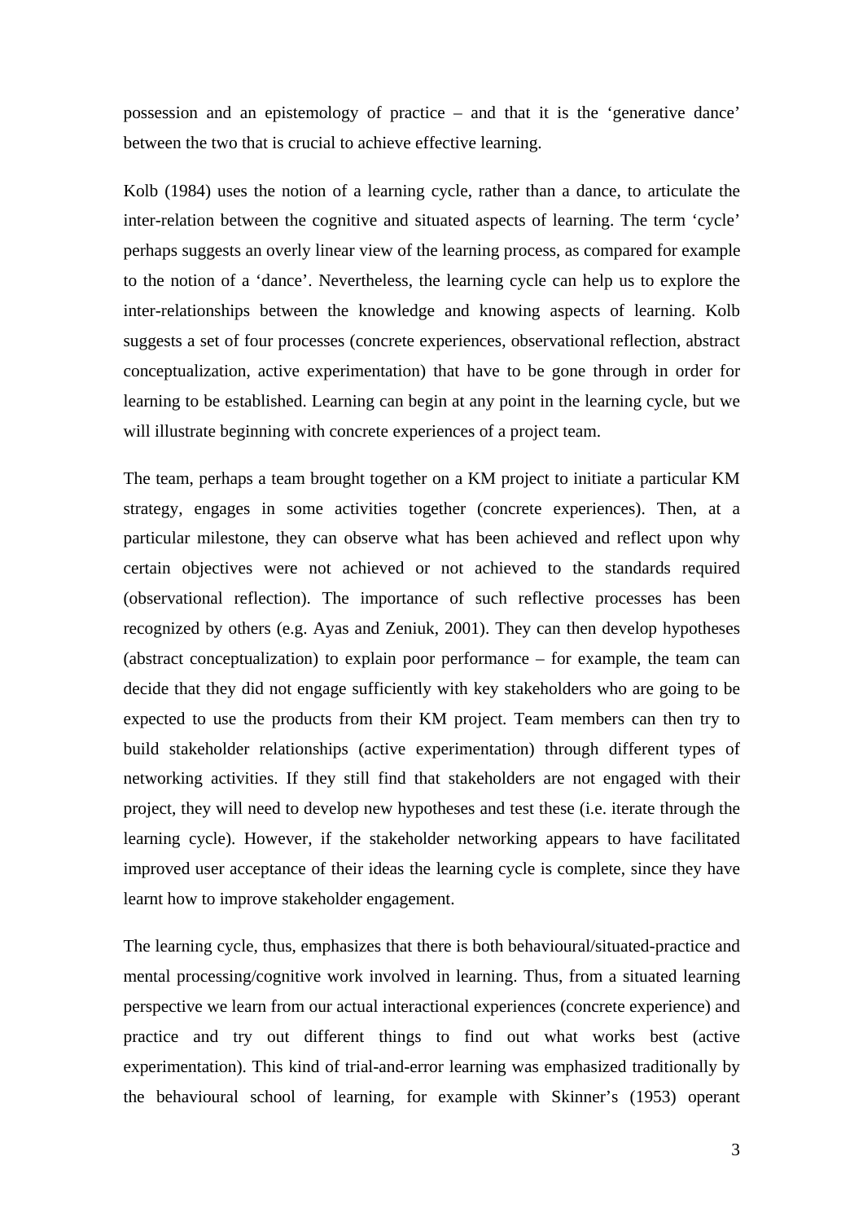possession and an epistemology of practice – and that it is the 'generative dance' between the two that is crucial to achieve effective learning.

Kolb (1984) uses the notion of a learning cycle, rather than a dance, to articulate the inter-relation between the cognitive and situated aspects of learning. The term 'cycle' perhaps suggests an overly linear view of the learning process, as compared for example to the notion of a 'dance'. Nevertheless, the learning cycle can help us to explore the inter-relationships between the knowledge and knowing aspects of learning. Kolb suggests a set of four processes (concrete experiences, observational reflection, abstract conceptualization, active experimentation) that have to be gone through in order for learning to be established. Learning can begin at any point in the learning cycle, but we will illustrate beginning with concrete experiences of a project team.

The team, perhaps a team brought together on a KM project to initiate a particular KM strategy, engages in some activities together (concrete experiences). Then, at a particular milestone, they can observe what has been achieved and reflect upon why certain objectives were not achieved or not achieved to the standards required (observational reflection). The importance of such reflective processes has been recognized by others (e.g. Ayas and Zeniuk, 2001). They can then develop hypotheses (abstract conceptualization) to explain poor performance – for example, the team can decide that they did not engage sufficiently with key stakeholders who are going to be expected to use the products from their KM project. Team members can then try to build stakeholder relationships (active experimentation) through different types of networking activities. If they still find that stakeholders are not engaged with their project, they will need to develop new hypotheses and test these (i.e. iterate through the learning cycle). However, if the stakeholder networking appears to have facilitated improved user acceptance of their ideas the learning cycle is complete, since they have learnt how to improve stakeholder engagement.

The learning cycle, thus, emphasizes that there is both behavioural/situated-practice and mental processing/cognitive work involved in learning. Thus, from a situated learning perspective we learn from our actual interactional experiences (concrete experience) and practice and try out different things to find out what works best (active experimentation). This kind of trial-and-error learning was emphasized traditionally by the behavioural school of learning, for example with Skinner's (1953) operant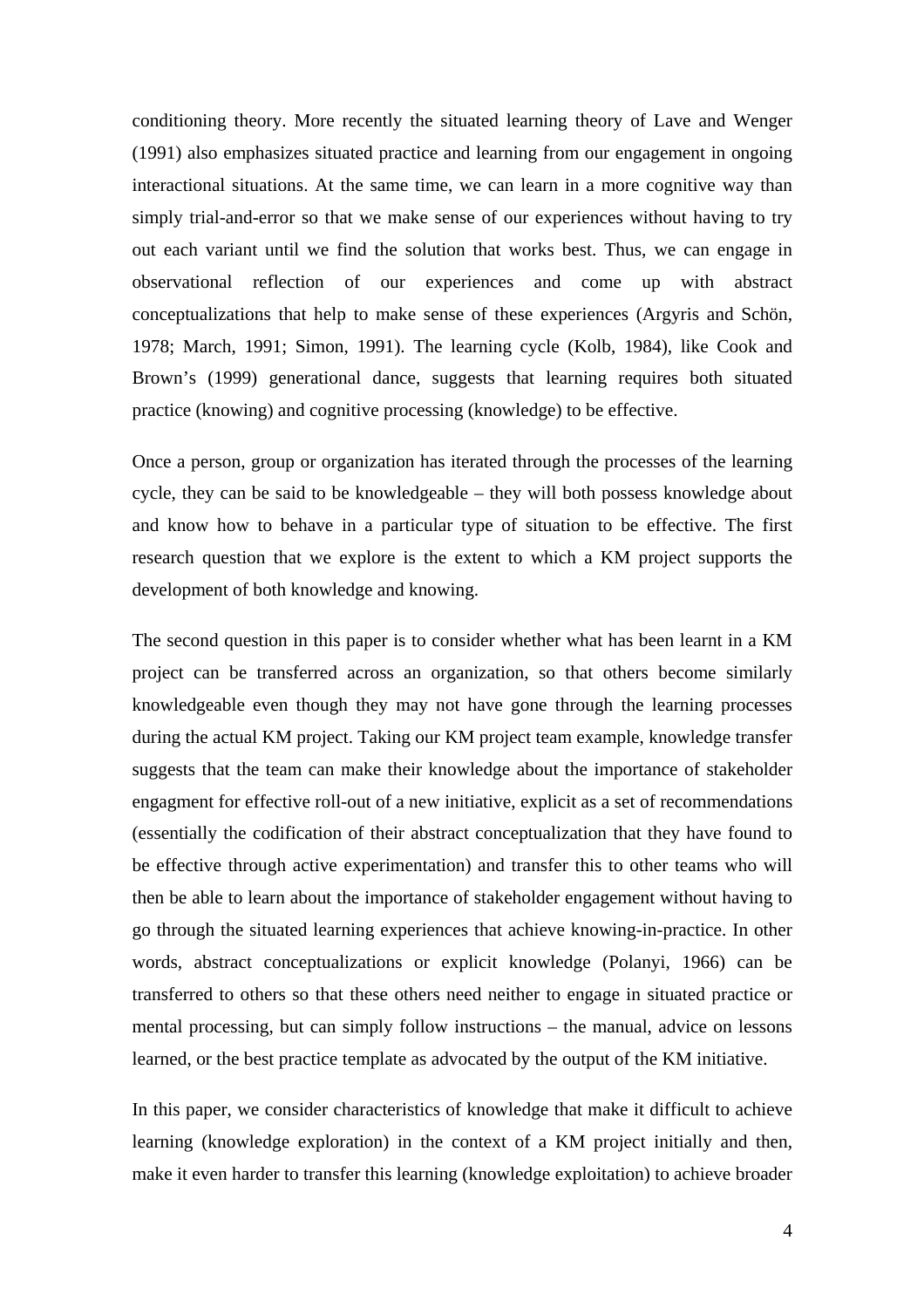conditioning theory. More recently the situated learning theory of Lave and Wenger (1991) also emphasizes situated practice and learning from our engagement in ongoing interactional situations. At the same time, we can learn in a more cognitive way than simply trial-and-error so that we make sense of our experiences without having to try out each variant until we find the solution that works best. Thus, we can engage in observational reflection of our experiences and come up with abstract conceptualizations that help to make sense of these experiences (Argyris and Schön, 1978; March, 1991; Simon, 1991). The learning cycle (Kolb, 1984), like Cook and Brown's (1999) generational dance, suggests that learning requires both situated practice (knowing) and cognitive processing (knowledge) to be effective.

Once a person, group or organization has iterated through the processes of the learning cycle, they can be said to be knowledgeable – they will both possess knowledge about and know how to behave in a particular type of situation to be effective. The first research question that we explore is the extent to which a KM project supports the development of both knowledge and knowing.

The second question in this paper is to consider whether what has been learnt in a KM project can be transferred across an organization, so that others become similarly knowledgeable even though they may not have gone through the learning processes during the actual KM project. Taking our KM project team example, knowledge transfer suggests that the team can make their knowledge about the importance of stakeholder engagment for effective roll-out of a new initiative, explicit as a set of recommendations (essentially the codification of their abstract conceptualization that they have found to be effective through active experimentation) and transfer this to other teams who will then be able to learn about the importance of stakeholder engagement without having to go through the situated learning experiences that achieve knowing-in-practice. In other words, abstract conceptualizations or explicit knowledge (Polanyi, 1966) can be transferred to others so that these others need neither to engage in situated practice or mental processing, but can simply follow instructions – the manual, advice on lessons learned, or the best practice template as advocated by the output of the KM initiative.

In this paper, we consider characteristics of knowledge that make it difficult to achieve learning (knowledge exploration) in the context of a KM project initially and then, make it even harder to transfer this learning (knowledge exploitation) to achieve broader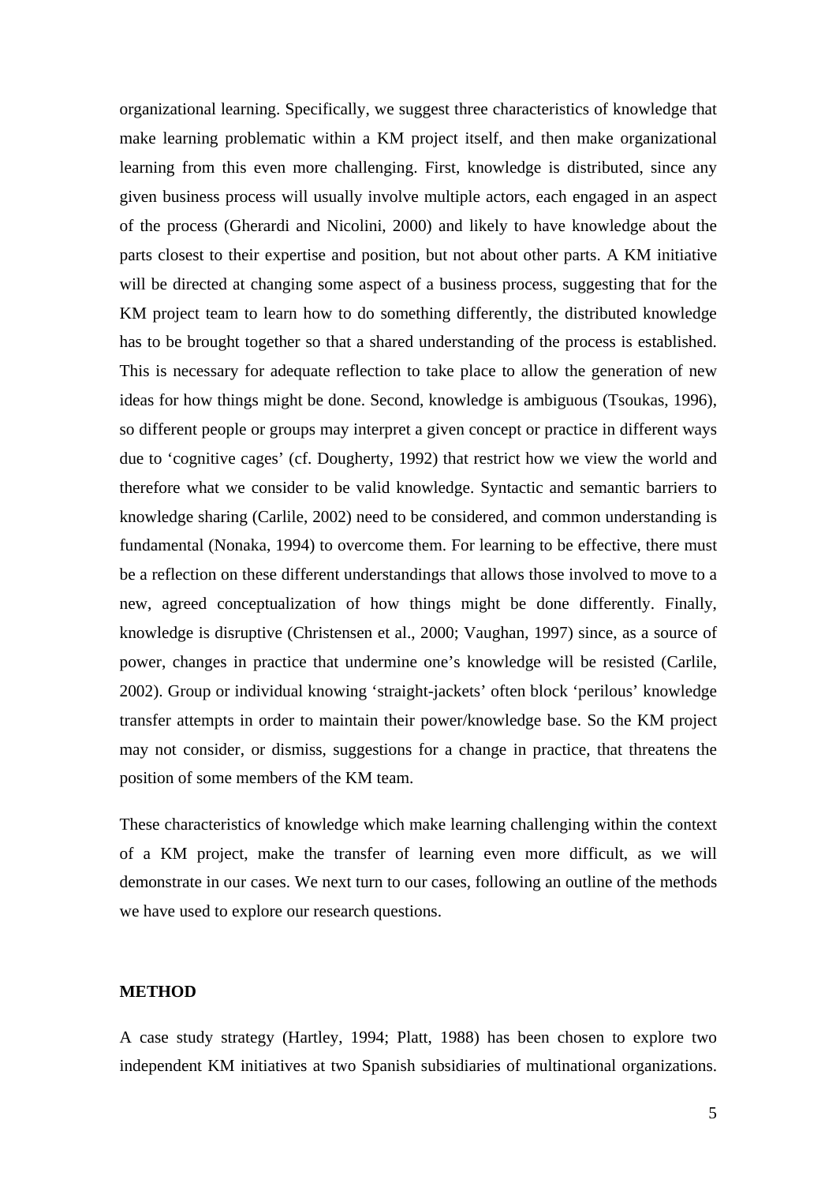organizational learning. Specifically, we suggest three characteristics of knowledge that make learning problematic within a KM project itself, and then make organizational learning from this even more challenging. First, knowledge is distributed, since any given business process will usually involve multiple actors, each engaged in an aspect of the process (Gherardi and Nicolini, 2000) and likely to have knowledge about the parts closest to their expertise and position, but not about other parts. A KM initiative will be directed at changing some aspect of a business process, suggesting that for the KM project team to learn how to do something differently, the distributed knowledge has to be brought together so that a shared understanding of the process is established. This is necessary for adequate reflection to take place to allow the generation of new ideas for how things might be done. Second, knowledge is ambiguous (Tsoukas, 1996), so different people or groups may interpret a given concept or practice in different ways due to 'cognitive cages' (cf. Dougherty, 1992) that restrict how we view the world and therefore what we consider to be valid knowledge. Syntactic and semantic barriers to knowledge sharing (Carlile, 2002) need to be considered, and common understanding is fundamental (Nonaka, 1994) to overcome them. For learning to be effective, there must be a reflection on these different understandings that allows those involved to move to a new, agreed conceptualization of how things might be done differently. Finally, knowledge is disruptive (Christensen et al., 2000; Vaughan, 1997) since, as a source of power, changes in practice that undermine one's knowledge will be resisted (Carlile, 2002). Group or individual knowing 'straight-jackets' often block 'perilous' knowledge transfer attempts in order to maintain their power/knowledge base. So the KM project may not consider, or dismiss, suggestions for a change in practice, that threatens the position of some members of the KM team.

These characteristics of knowledge which make learning challenging within the context of a KM project, make the transfer of learning even more difficult, as we will demonstrate in our cases. We next turn to our cases, following an outline of the methods we have used to explore our research questions.

## METHOD

A case study strategy (Hartley, 1994; Platt, 1988) has been chosen to explore two independent KM initiatives at two Spanish subsidiaries of multinational organizations.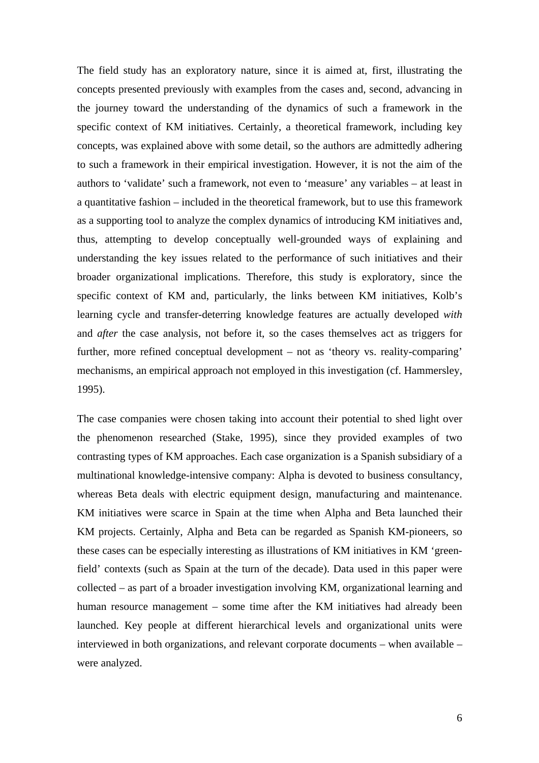The field study has an exploratory nature, since it is aimed at, first, illustrating the concepts presented previously with examples from the cases and, second, advancing in the journey toward the understanding of the dynamics of such a framework in the specific context of KM initiatives. Certainly, a theoretical framework, including key concepts, was explained above with some detail, so the authors are admittedly adhering to such a framework in their empirical investigation. However, it is not the aim of the authors to 'validate' such a framework, not even to 'measure' any variables – at least in a quantitative fashion – included in the theoretical framework, but to use this framework as a supporting tool to analyze the complex dynamics of introducing KM initiatives and, thus, attempting to develop conceptually well-grounded ways of explaining and understanding the key issues related to the performance of such initiatives and their broader organizational implications. Therefore, this study is exploratory, since the specific context of KM and, particularly, the links between KM initiatives, Kolb's learning cycle and transfer-deterring knowledge features are actually developed *with* and *after* the case analysis, not before it, so the cases themselves act as triggers for further, more refined conceptual development – not as 'theory vs. reality-comparing' mechanisms, an empirical approach not employed in this investigation (cf. Hammersley, 1995).

The case companies were chosen taking into account their potential to shed light over the phenomenon researched (Stake, 1995), since they provided examples of two contrasting types of KM approaches. Each case organization is a Spanish subsidiary of a multinational knowledge-intensive company: Alpha is devoted to business consultancy, whereas Beta deals with electric equipment design, manufacturing and maintenance. KM initiatives were scarce in Spain at the time when Alpha and Beta launched their KM projects. Certainly, Alpha and Beta can be regarded as Spanish KM-pioneers, so these cases can be especially interesting as illustrations of KM initiatives in KM 'green-field' contexts (such as Spain at the turn of the decade). Data used in this paper were collected – as part of a broader investigation involving KM, organizational learning and human resource management – some time after the KM initiatives had already been launched. Key people at different hierarchical levels and organizational units were interviewed in both organizations, and relevant corporate documents – when available – were analyzed.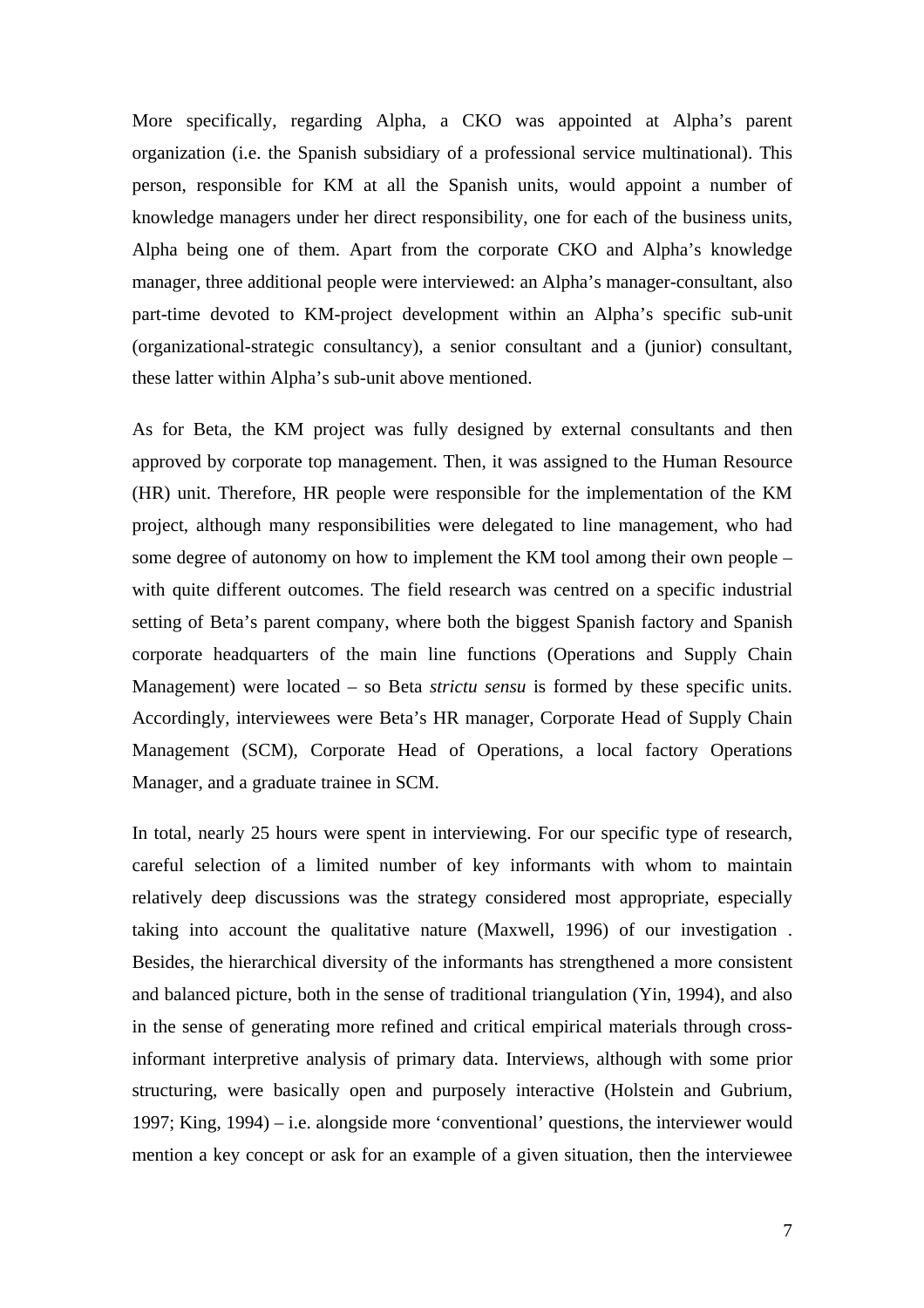More specifically, regarding Alpha, a CKO was appointed at Alpha's parent organization (i.e. the Spanish subsidiary of a professional service multinational). This person, responsible for KM at all the Spanish units, would appoint a number of knowledge managers under her direct responsibility, one for each of the business units, Alpha being one of them. Apart from the corporate CKO and Alpha's knowledge manager, three additional people were interviewed: an Alpha's manager-consultant, also part-time devoted to KM-project development within an Alpha's specific sub-unit (organizational-strategic consultancy), a senior consultant and a (junior) consultant, these latter within Alpha's sub-unit above mentioned.

As for Beta, the KM project was fully designed by external consultants and then approved by corporate top management. Then, it was assigned to the Human Resource (HR) unit. Therefore, HR people were responsible for the implementation of the KM project, although many responsibilities were delegated to line management, who had some degree of autonomy on how to implement the KM tool among their own people – with quite different outcomes. The field research was centred on a specific industrial setting of Beta's parent company, where both the biggest Spanish factory and Spanish corporate headquarters of the main line functions (Operations and Supply Chain Management) were located – so Beta *strictu sensu* is formed by these specific units. Accordingly, interviewees were Beta's HR manager, Corporate Head of Supply Chain Management (SCM), Corporate Head of Operations, a local factory Operations Manager, and a graduate trainee in SCM.

In total, nearly 25 hours were spent in interviewing. For our specific type of research, careful selection of a limited number of key informants with whom to maintain relatively deep discussions was the strategy considered most appropriate, especially taking into account the qualitative nature (Maxwell, 1996) of our investigation . Besides, the hierarchical diversity of the informants has strengthened a more consistent and balanced picture, both in the sense of traditional triangulation (Yin, 1994), and also in the sense of generating more refined and critical empirical materials through cross-informant interpretive analysis of primary data. Interviews, although with some prior structuring, were basically open and purposely interactive (Holstein and Gubrium, 1997; King, 1994) – i.e. alongside more 'conventional' questions, the interviewer would mention a key concept or ask for an example of a given situation, then the interviewee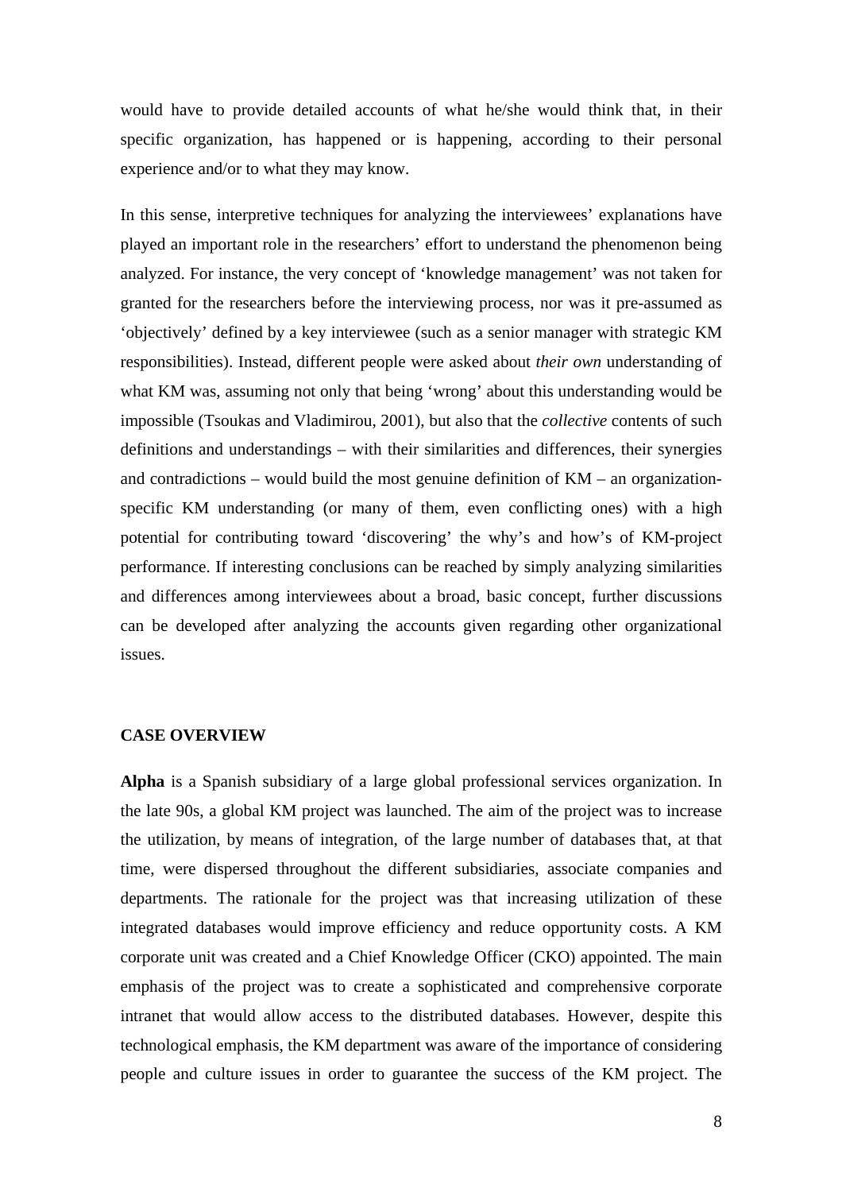would have to provide detailed accounts of what he/she would think that, in their specific organization, has happened or is happening, according to their personal experience and/or to what they may know.

In this sense, interpretive techniques for analyzing the interviewees' explanations have played an important role in the researchers' effort to understand the phenomenon being analyzed. For instance, the very concept of 'knowledge management' was not taken for granted for the researchers before the interviewing process, nor was it pre-assumed as 'objectively' defined by a key interviewee (such as a senior manager with strategic KM responsibilities). Instead, different people were asked about *their own* understanding of what KM was, assuming not only that being 'wrong' about this understanding would be impossible (Tsoukas and Vladimirou, 2001), but also that the *collective* contents of such definitions and understandings – with their similarities and differences, their synergies and contradictions – would build the most genuine definition of KM – an organization-specific KM understanding (or many of them, even conflicting ones) with a high potential for contributing toward 'discovering' the why's and how's of KM-project performance. If interesting conclusions can be reached by simply analyzing similarities and differences among interviewees about a broad, basic concept, further discussions can be developed after analyzing the accounts given regarding other organizational issues.

## CASE OVERVIEW

**Alpha** is a Spanish subsidiary of a large global professional services organization. In the late 90s, a global KM project was launched. The aim of the project was to increase the utilization, by means of integration, of the large number of databases that, at that time, were dispersed throughout the different subsidiaries, associate companies and departments. The rationale for the project was that increasing utilization of these integrated databases would improve efficiency and reduce opportunity costs. A KM corporate unit was created and a Chief Knowledge Officer (CKO) appointed. The main emphasis of the project was to create a sophisticated and comprehensive corporate intranet that would allow access to the distributed databases. However, despite this technological emphasis, the KM department was aware of the importance of considering people and culture issues in order to guarantee the success of the KM project. The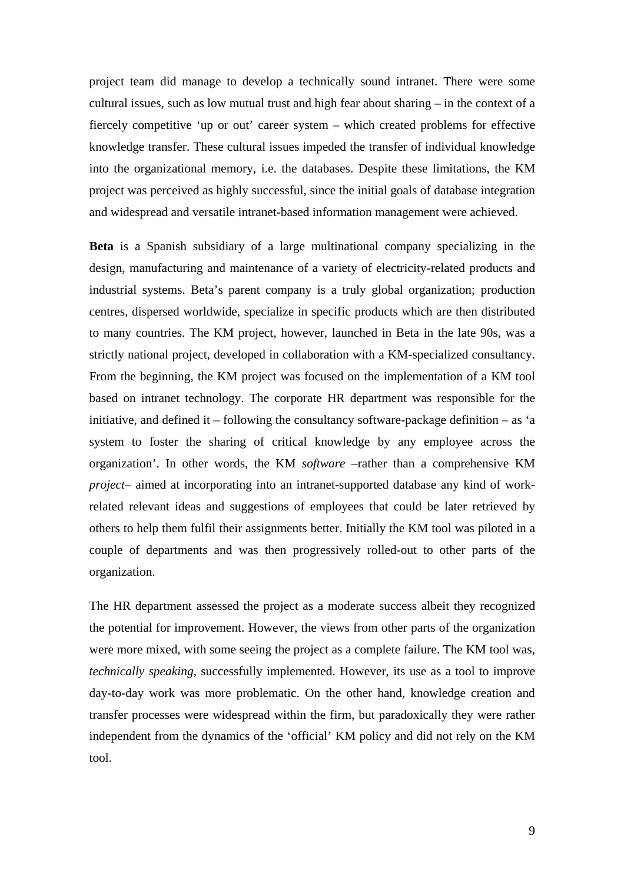project team did manage to develop a technically sound intranet. There were some cultural issues, such as low mutual trust and high fear about sharing – in the context of a fiercely competitive 'up or out' career system – which created problems for effective knowledge transfer. These cultural issues impeded the transfer of individual knowledge into the organizational memory, i.e. the databases. Despite these limitations, the KM project was perceived as highly successful, since the initial goals of database integration and widespread and versatile intranet-based information management were achieved.

**Beta** is a Spanish subsidiary of a large multinational company specializing in the design, manufacturing and maintenance of a variety of electricity-related products and industrial systems. Beta's parent company is a truly global organization; production centres, dispersed worldwide, specialize in specific products which are then distributed to many countries. The KM project, however, launched in Beta in the late 90s, was a strictly national project, developed in collaboration with a KM-specialized consultancy. From the beginning, the KM project was focused on the implementation of a KM tool based on intranet technology. The corporate HR department was responsible for the initiative, and defined it – following the consultancy software-package definition – as 'a system to foster the sharing of critical knowledge by any employee across the organization'. In other words, the KM *software* –rather than a comprehensive KM *project*– aimed at incorporating into an intranet-supported database any kind of work-related relevant ideas and suggestions of employees that could be later retrieved by others to help them fulfil their assignments better. Initially the KM tool was piloted in a couple of departments and was then progressively rolled-out to other parts of the organization.

The HR department assessed the project as a moderate success albeit they recognized the potential for improvement. However, the views from other parts of the organization were more mixed, with some seeing the project as a complete failure. The KM tool was, *technically speaking*, successfully implemented. However, its use as a tool to improve day-to-day work was more problematic. On the other hand, knowledge creation and transfer processes were widespread within the firm, but paradoxically they were rather independent from the dynamics of the 'official' KM policy and did not rely on the KM tool.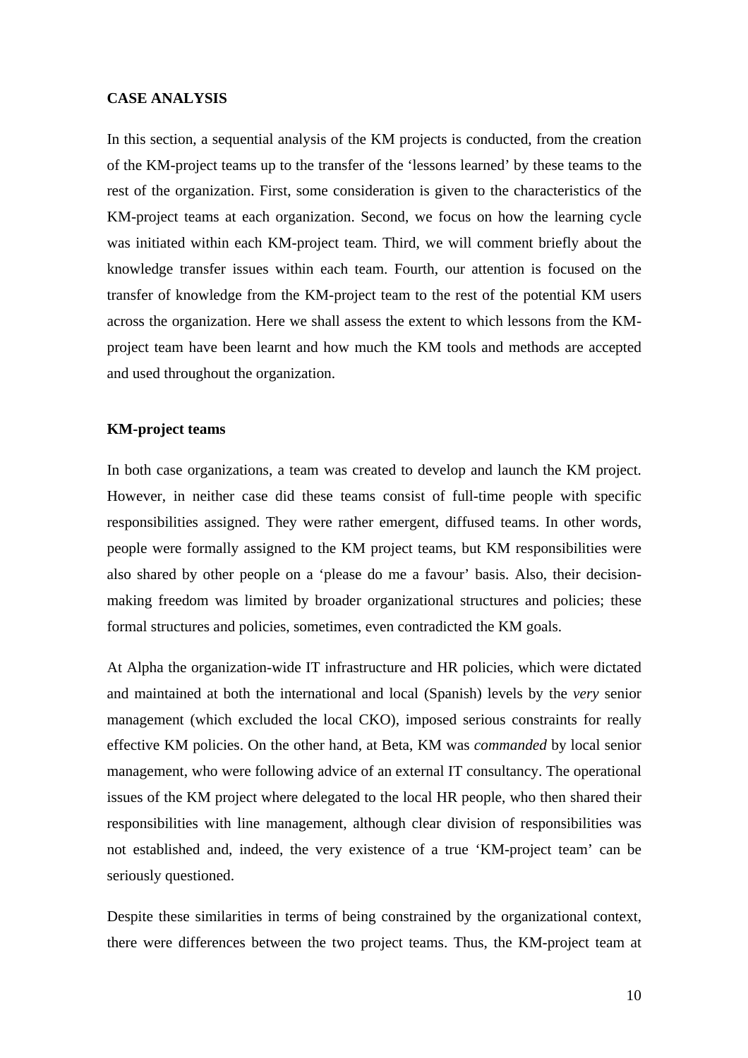## CASE ANALYSIS

In this section, a sequential analysis of the KM projects is conducted, from the creation of the KM-project teams up to the transfer of the 'lessons learned' by these teams to the rest of the organization. First, some consideration is given to the characteristics of the KM-project teams at each organization. Second, we focus on how the learning cycle was initiated within each KM-project team. Third, we will comment briefly about the knowledge transfer issues within each team. Fourth, our attention is focused on the transfer of knowledge from the KM-project team to the rest of the potential KM users across the organization. Here we shall assess the extent to which lessons from the KM-project team have been learnt and how much the KM tools and methods are accepted and used throughout the organization.

### KM-project teams

In both case organizations, a team was created to develop and launch the KM project. However, in neither case did these teams consist of full-time people with specific responsibilities assigned. They were rather emergent, diffused teams. In other words, people were formally assigned to the KM project teams, but KM responsibilities were also shared by other people on a 'please do me a favour' basis. Also, their decision-making freedom was limited by broader organizational structures and policies; these formal structures and policies, sometimes, even contradicted the KM goals.

At Alpha the organization-wide IT infrastructure and HR policies, which were dictated and maintained at both the international and local (Spanish) levels by the *very* senior management (which excluded the local CKO), imposed serious constraints for really effective KM policies. On the other hand, at Beta, KM was *commanded* by local senior management, who were following advice of an external IT consultancy. The operational issues of the KM project where delegated to the local HR people, who then shared their responsibilities with line management, although clear division of responsibilities was not established and, indeed, the very existence of a true 'KM-project team' can be seriously questioned.

Despite these similarities in terms of being constrained by the organizational context, there were differences between the two project teams. Thus, the KM-project team at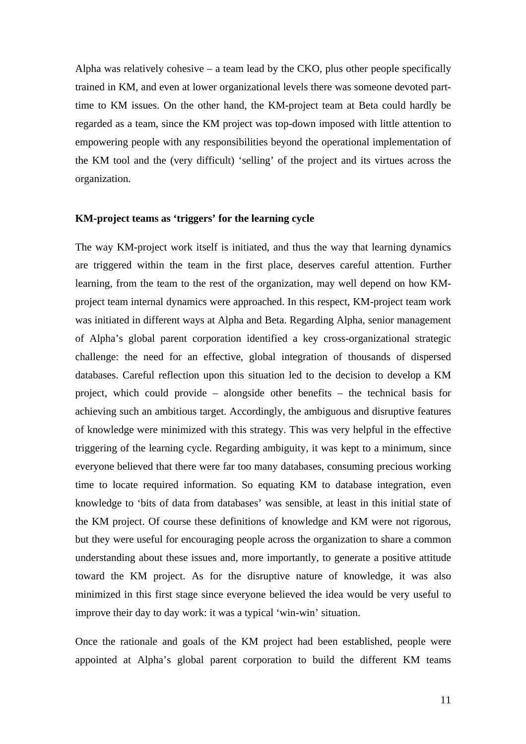Alpha was relatively cohesive – a team lead by the CKO, plus other people specifically trained in KM, and even at lower organizational levels there was someone devoted part-time to KM issues. On the other hand, the KM-project team at Beta could hardly be regarded as a team, since the KM project was top-down imposed with little attention to empowering people with any responsibilities beyond the operational implementation of the KM tool and the (very difficult) 'selling' of the project and its virtues across the organization.

**KM-project teams as 'triggers' for the learning cycle**

The way KM-project work itself is initiated, and thus the way that learning dynamics are triggered within the team in the first place, deserves careful attention. Further learning, from the team to the rest of the organization, may well depend on how KM-project team internal dynamics were approached. In this respect, KM-project team work was initiated in different ways at Alpha and Beta. Regarding Alpha, senior management of Alpha's global parent corporation identified a key cross-organizational strategic challenge: the need for an effective, global integration of thousands of dispersed databases. Careful reflection upon this situation led to the decision to develop a KM project, which could provide – alongside other benefits – the technical basis for achieving such an ambitious target. Accordingly, the ambiguous and disruptive features of knowledge were minimized with this strategy. This was very helpful in the effective triggering of the learning cycle. Regarding ambiguity, it was kept to a minimum, since everyone believed that there were far too many databases, consuming precious working time to locate required information. So equating KM to database integration, even knowledge to 'bits of data from databases' was sensible, at least in this initial state of the KM project. Of course these definitions of knowledge and KM were not rigorous, but they were useful for encouraging people across the organization to share a common understanding about these issues and, more importantly, to generate a positive attitude toward the KM project. As for the disruptive nature of knowledge, it was also minimized in this first stage since everyone believed the idea would be very useful to improve their day to day work: it was a typical 'win-win' situation.

Once the rationale and goals of the KM project had been established, people were appointed at Alpha's global parent corporation to build the different KM teams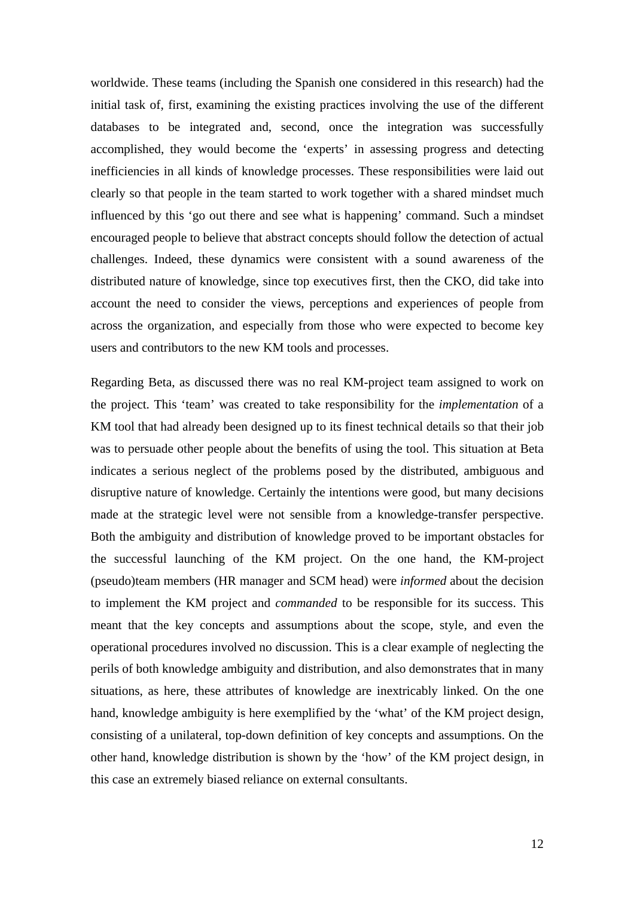worldwide. These teams (including the Spanish one considered in this research) had the initial task of, first, examining the existing practices involving the use of the different databases to be integrated and, second, once the integration was successfully accomplished, they would become the 'experts' in assessing progress and detecting inefficiencies in all kinds of knowledge processes. These responsibilities were laid out clearly so that people in the team started to work together with a shared mindset much influenced by this 'go out there and see what is happening' command. Such a mindset encouraged people to believe that abstract concepts should follow the detection of actual challenges. Indeed, these dynamics were consistent with a sound awareness of the distributed nature of knowledge, since top executives first, then the CKO, did take into account the need to consider the views, perceptions and experiences of people from across the organization, and especially from those who were expected to become key users and contributors to the new KM tools and processes.

Regarding Beta, as discussed there was no real KM-project team assigned to work on the project. This 'team' was created to take responsibility for the *implementation* of a KM tool that had already been designed up to its finest technical details so that their job was to persuade other people about the benefits of using the tool. This situation at Beta indicates a serious neglect of the problems posed by the distributed, ambiguous and disruptive nature of knowledge. Certainly the intentions were good, but many decisions made at the strategic level were not sensible from a knowledge-transfer perspective. Both the ambiguity and distribution of knowledge proved to be important obstacles for the successful launching of the KM project. On the one hand, the KM-project (pseudo)team members (HR manager and SCM head) were *informed* about the decision to implement the KM project and *commanded* to be responsible for its success. This meant that the key concepts and assumptions about the scope, style, and even the operational procedures involved no discussion. This is a clear example of neglecting the perils of both knowledge ambiguity and distribution, and also demonstrates that in many situations, as here, these attributes of knowledge are inextricably linked. On the one hand, knowledge ambiguity is here exemplified by the 'what' of the KM project design, consisting of a unilateral, top-down definition of key concepts and assumptions. On the other hand, knowledge distribution is shown by the 'how' of the KM project design, in this case an extremely biased reliance on external consultants.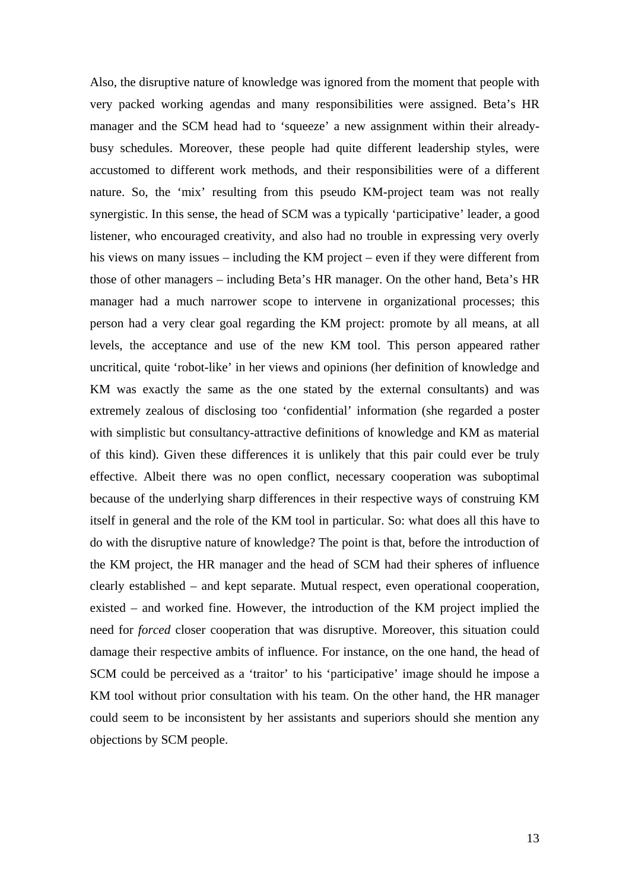Also, the disruptive nature of knowledge was ignored from the moment that people with very packed working agendas and many responsibilities were assigned. Beta's HR manager and the SCM head had to 'squeeze' a new assignment within their already-busy schedules. Moreover, these people had quite different leadership styles, were accustomed to different work methods, and their responsibilities were of a different nature. So, the 'mix' resulting from this pseudo KM-project team was not really synergistic. In this sense, the head of SCM was a typically 'participative' leader, a good listener, who encouraged creativity, and also had no trouble in expressing very overly his views on many issues – including the KM project – even if they were different from those of other managers – including Beta's HR manager. On the other hand, Beta's HR manager had a much narrower scope to intervene in organizational processes; this person had a very clear goal regarding the KM project: promote by all means, at all levels, the acceptance and use of the new KM tool. This person appeared rather uncritical, quite 'robot-like' in her views and opinions (her definition of knowledge and KM was exactly the same as the one stated by the external consultants) and was extremely zealous of disclosing too 'confidential' information (she regarded a poster with simplistic but consultancy-attractive definitions of knowledge and KM as material of this kind). Given these differences it is unlikely that this pair could ever be truly effective. Albeit there was no open conflict, necessary cooperation was suboptimal because of the underlying sharp differences in their respective ways of construing KM itself in general and the role of the KM tool in particular. So: what does all this have to do with the disruptive nature of knowledge? The point is that, before the introduction of the KM project, the HR manager and the head of SCM had their spheres of influence clearly established – and kept separate. Mutual respect, even operational cooperation, existed – and worked fine. However, the introduction of the KM project implied the need for *forced* closer cooperation that was disruptive. Moreover, this situation could damage their respective ambits of influence. For instance, on the one hand, the head of SCM could be perceived as a 'traitor' to his 'participative' image should he impose a KM tool without prior consultation with his team. On the other hand, the HR manager could seem to be inconsistent by her assistants and superiors should she mention any objections by SCM people.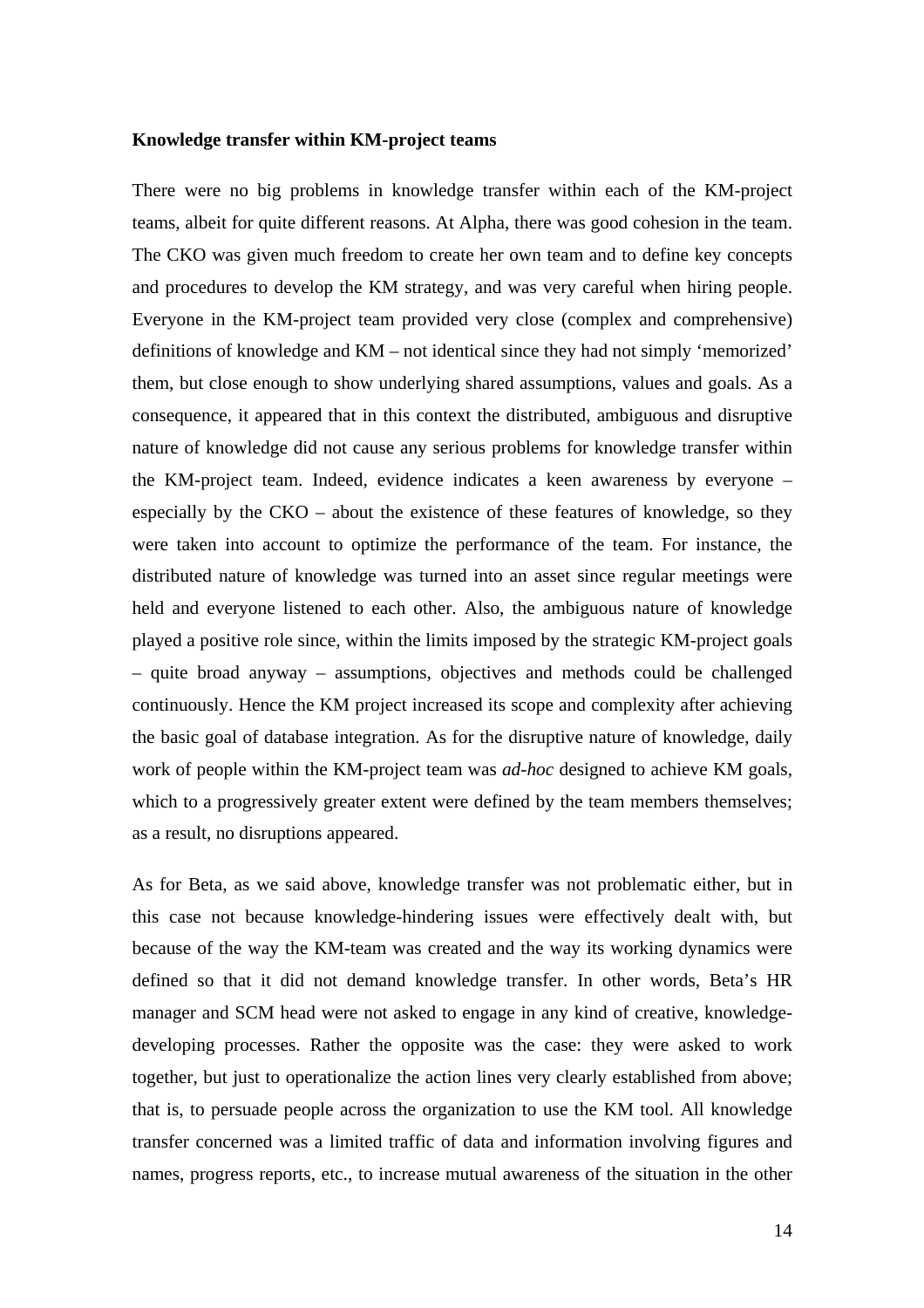**Knowledge transfer within KM-project teams**

There were no big problems in knowledge transfer within each of the KM-project teams, albeit for quite different reasons. At Alpha, there was good cohesion in the team. The CKO was given much freedom to create her own team and to define key concepts and procedures to develop the KM strategy, and was very careful when hiring people. Everyone in the KM-project team provided very close (complex and comprehensive) definitions of knowledge and KM – not identical since they had not simply 'memorized' them, but close enough to show underlying shared assumptions, values and goals. As a consequence, it appeared that in this context the distributed, ambiguous and disruptive nature of knowledge did not cause any serious problems for knowledge transfer within the KM-project team. Indeed, evidence indicates a keen awareness by everyone – especially by the CKO – about the existence of these features of knowledge, so they were taken into account to optimize the performance of the team. For instance, the distributed nature of knowledge was turned into an asset since regular meetings were held and everyone listened to each other. Also, the ambiguous nature of knowledge played a positive role since, within the limits imposed by the strategic KM-project goals – quite broad anyway – assumptions, objectives and methods could be challenged continuously. Hence the KM project increased its scope and complexity after achieving the basic goal of database integration. As for the disruptive nature of knowledge, daily work of people within the KM-project team was *ad-hoc* designed to achieve KM goals, which to a progressively greater extent were defined by the team members themselves; as a result, no disruptions appeared.

As for Beta, as we said above, knowledge transfer was not problematic either, but in this case not because knowledge-hindering issues were effectively dealt with, but because of the way the KM-team was created and the way its working dynamics were defined so that it did not demand knowledge transfer. In other words, Beta's HR manager and SCM head were not asked to engage in any kind of creative, knowledge-developing processes. Rather the opposite was the case: they were asked to work together, but just to operationalize the action lines very clearly established from above; that is, to persuade people across the organization to use the KM tool. All knowledge transfer concerned was a limited traffic of data and information involving figures and names, progress reports, etc., to increase mutual awareness of the situation in the other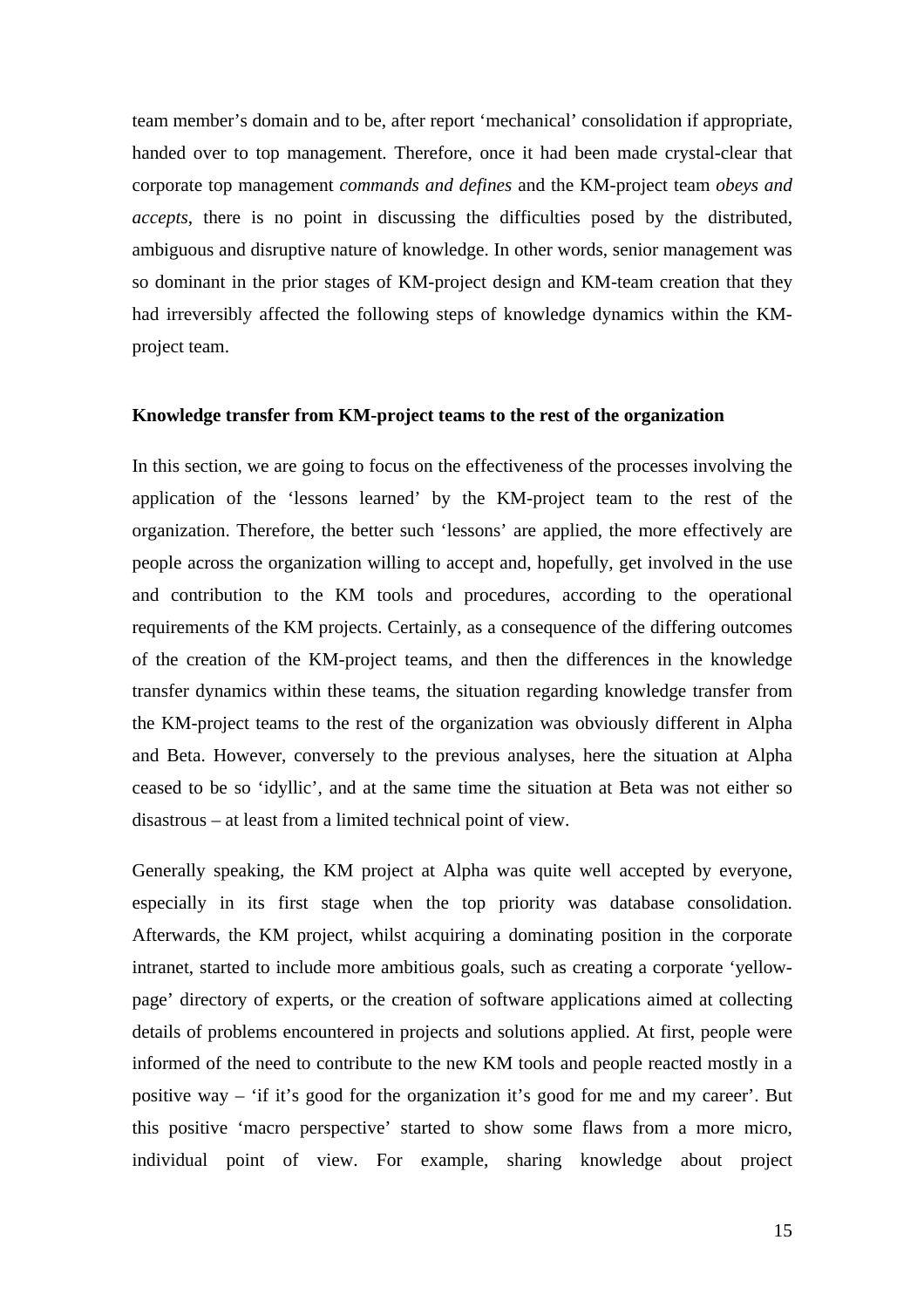team member's domain and to be, after report 'mechanical' consolidation if appropriate, handed over to top management. Therefore, once it had been made crystal-clear that corporate top management *commands and defines* and the KM-project team *obeys and accepts*, there is no point in discussing the difficulties posed by the distributed, ambiguous and disruptive nature of knowledge. In other words, senior management was so dominant in the prior stages of KM-project design and KM-team creation that they had irreversibly affected the following steps of knowledge dynamics within the KM-project team.

**Knowledge transfer from KM-project teams to the rest of the organization**

In this section, we are going to focus on the effectiveness of the processes involving the application of the 'lessons learned' by the KM-project team to the rest of the organization. Therefore, the better such 'lessons' are applied, the more effectively are people across the organization willing to accept and, hopefully, get involved in the use and contribution to the KM tools and procedures, according to the operational requirements of the KM projects. Certainly, as a consequence of the differing outcomes of the creation of the KM-project teams, and then the differences in the knowledge transfer dynamics within these teams, the situation regarding knowledge transfer from the KM-project teams to the rest of the organization was obviously different in Alpha and Beta. However, conversely to the previous analyses, here the situation at Alpha ceased to be so 'idyllic', and at the same time the situation at Beta was not either so disastrous – at least from a limited technical point of view.

Generally speaking, the KM project at Alpha was quite well accepted by everyone, especially in its first stage when the top priority was database consolidation. Afterwards, the KM project, whilst acquiring a dominating position in the corporate intranet, started to include more ambitious goals, such as creating a corporate 'yellow-page' directory of experts, or the creation of software applications aimed at collecting details of problems encountered in projects and solutions applied. At first, people were informed of the need to contribute to the new KM tools and people reacted mostly in a positive way – 'if it's good for the organization it's good for me and my career'. But this positive 'macro perspective' started to show some flaws from a more micro, individual point of view. For example, sharing knowledge about project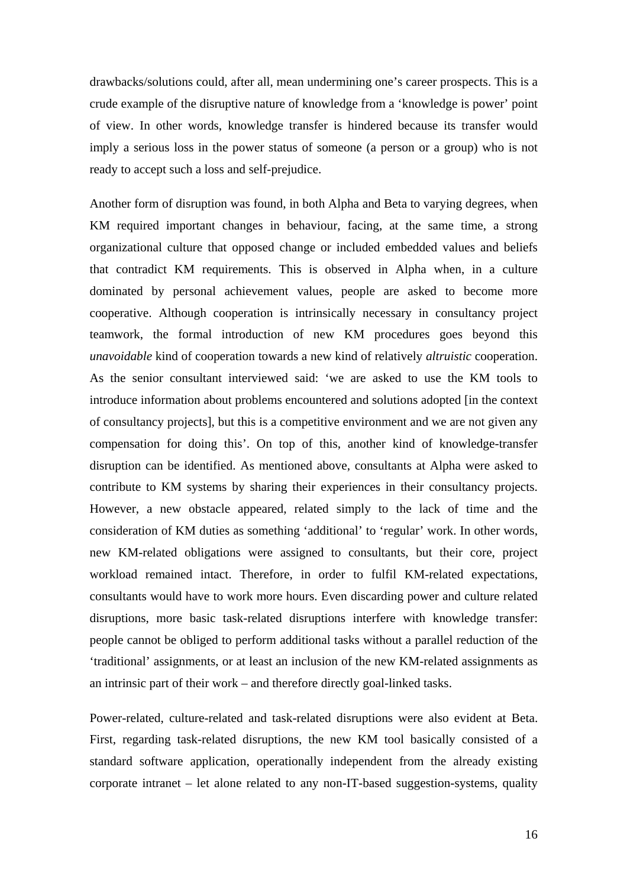drawbacks/solutions could, after all, mean undermining one's career prospects. This is a crude example of the disruptive nature of knowledge from a 'knowledge is power' point of view. In other words, knowledge transfer is hindered because its transfer would imply a serious loss in the power status of someone (a person or a group) who is not ready to accept such a loss and self-prejudice.

Another form of disruption was found, in both Alpha and Beta to varying degrees, when KM required important changes in behaviour, facing, at the same time, a strong organizational culture that opposed change or included embedded values and beliefs that contradict KM requirements. This is observed in Alpha when, in a culture dominated by personal achievement values, people are asked to become more cooperative. Although cooperation is intrinsically necessary in consultancy project teamwork, the formal introduction of new KM procedures goes beyond this *unavoidable* kind of cooperation towards a new kind of relatively *altruistic* cooperation. As the senior consultant interviewed said: 'we are asked to use the KM tools to introduce information about problems encountered and solutions adopted [in the context of consultancy projects], but this is a competitive environment and we are not given any compensation for doing this'. On top of this, another kind of knowledge-transfer disruption can be identified. As mentioned above, consultants at Alpha were asked to contribute to KM systems by sharing their experiences in their consultancy projects. However, a new obstacle appeared, related simply to the lack of time and the consideration of KM duties as something 'additional' to 'regular' work. In other words, new KM-related obligations were assigned to consultants, but their core, project workload remained intact. Therefore, in order to fulfil KM-related expectations, consultants would have to work more hours. Even discarding power and culture related disruptions, more basic task-related disruptions interfere with knowledge transfer: people cannot be obliged to perform additional tasks without a parallel reduction of the 'traditional' assignments, or at least an inclusion of the new KM-related assignments as an intrinsic part of their work – and therefore directly goal-linked tasks.

Power-related, culture-related and task-related disruptions were also evident at Beta. First, regarding task-related disruptions, the new KM tool basically consisted of a standard software application, operationally independent from the already existing corporate intranet – let alone related to any non-IT-based suggestion-systems, quality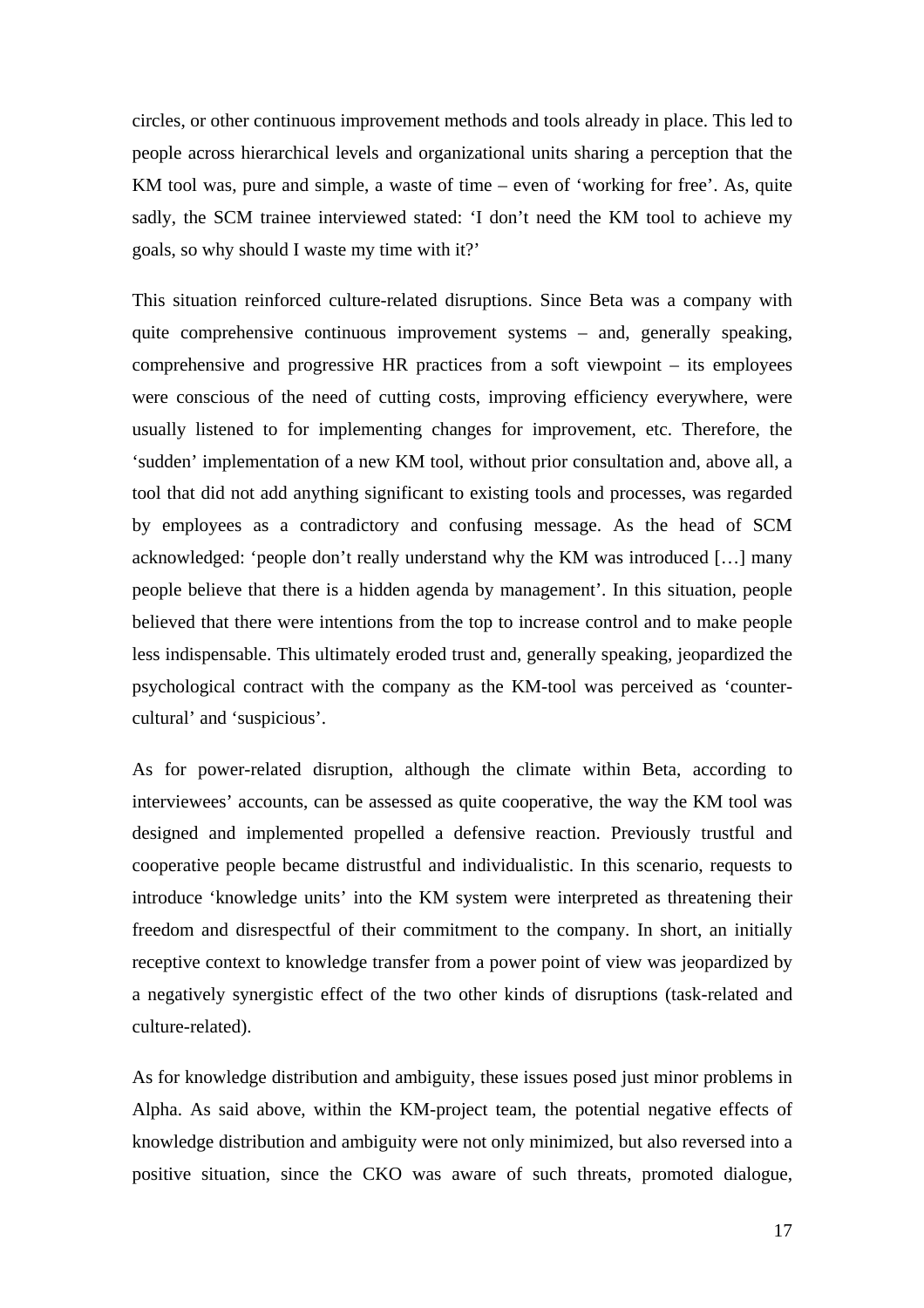circles, or other continuous improvement methods and tools already in place. This led to people across hierarchical levels and organizational units sharing a perception that the KM tool was, pure and simple, a waste of time – even of 'working for free'. As, quite sadly, the SCM trainee interviewed stated: 'I don't need the KM tool to achieve my goals, so why should I waste my time with it?'

This situation reinforced culture-related disruptions. Since Beta was a company with quite comprehensive continuous improvement systems – and, generally speaking, comprehensive and progressive HR practices from a soft viewpoint – its employees were conscious of the need of cutting costs, improving efficiency everywhere, were usually listened to for implementing changes for improvement, etc. Therefore, the 'sudden' implementation of a new KM tool, without prior consultation and, above all, a tool that did not add anything significant to existing tools and processes, was regarded by employees as a contradictory and confusing message. As the head of SCM acknowledged: 'people don't really understand why the KM was introduced […] many people believe that there is a hidden agenda by management'. In this situation, people believed that there were intentions from the top to increase control and to make people less indispensable. This ultimately eroded trust and, generally speaking, jeopardized the psychological contract with the company as the KM-tool was perceived as 'counter-cultural' and 'suspicious'.

As for power-related disruption, although the climate within Beta, according to interviewees' accounts, can be assessed as quite cooperative, the way the KM tool was designed and implemented propelled a defensive reaction. Previously trustful and cooperative people became distrustful and individualistic. In this scenario, requests to introduce 'knowledge units' into the KM system were interpreted as threatening their freedom and disrespectful of their commitment to the company. In short, an initially receptive context to knowledge transfer from a power point of view was jeopardized by a negatively synergistic effect of the two other kinds of disruptions (task-related and culture-related).

As for knowledge distribution and ambiguity, these issues posed just minor problems in Alpha. As said above, within the KM-project team, the potential negative effects of knowledge distribution and ambiguity were not only minimized, but also reversed into a positive situation, since the CKO was aware of such threats, promoted dialogue,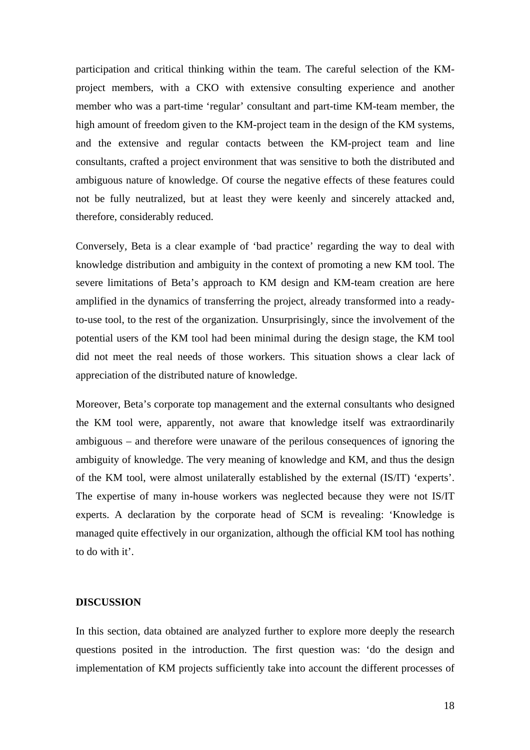participation and critical thinking within the team. The careful selection of the KM-project members, with a CKO with extensive consulting experience and another member who was a part-time 'regular' consultant and part-time KM-team member, the high amount of freedom given to the KM-project team in the design of the KM systems, and the extensive and regular contacts between the KM-project team and line consultants, crafted a project environment that was sensitive to both the distributed and ambiguous nature of knowledge. Of course the negative effects of these features could not be fully neutralized, but at least they were keenly and sincerely attacked and, therefore, considerably reduced.

Conversely, Beta is a clear example of 'bad practice' regarding the way to deal with knowledge distribution and ambiguity in the context of promoting a new KM tool. The severe limitations of Beta's approach to KM design and KM-team creation are here amplified in the dynamics of transferring the project, already transformed into a ready-to-use tool, to the rest of the organization. Unsurprisingly, since the involvement of the potential users of the KM tool had been minimal during the design stage, the KM tool did not meet the real needs of those workers. This situation shows a clear lack of appreciation of the distributed nature of knowledge.

Moreover, Beta's corporate top management and the external consultants who designed the KM tool were, apparently, not aware that knowledge itself was extraordinarily ambiguous – and therefore were unaware of the perilous consequences of ignoring the ambiguity of knowledge. The very meaning of knowledge and KM, and thus the design of the KM tool, were almost unilaterally established by the external (IS/IT) 'experts'. The expertise of many in-house workers was neglected because they were not IS/IT experts. A declaration by the corporate head of SCM is revealing: 'Knowledge is managed quite effectively in our organization, although the official KM tool has nothing to do with it'.

## DISCUSSION

In this section, data obtained are analyzed further to explore more deeply the research questions posited in the introduction. The first question was: 'do the design and implementation of KM projects sufficiently take into account the different processes of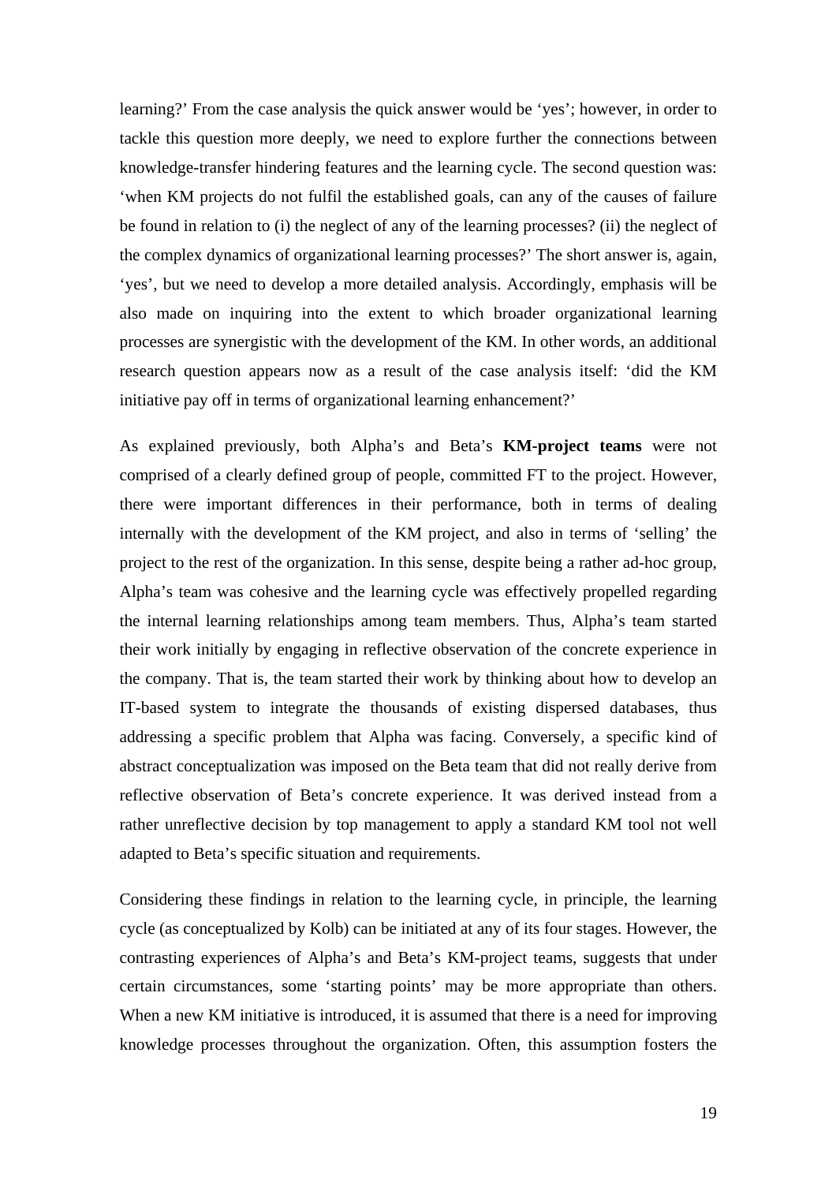learning?' From the case analysis the quick answer would be 'yes'; however, in order to tackle this question more deeply, we need to explore further the connections between knowledge-transfer hindering features and the learning cycle. The second question was: 'when KM projects do not fulfil the established goals, can any of the causes of failure be found in relation to (i) the neglect of any of the learning processes? (ii) the neglect of the complex dynamics of organizational learning processes?' The short answer is, again, 'yes', but we need to develop a more detailed analysis. Accordingly, emphasis will be also made on inquiring into the extent to which broader organizational learning processes are synergistic with the development of the KM. In other words, an additional research question appears now as a result of the case analysis itself: 'did the KM initiative pay off in terms of organizational learning enhancement?'

As explained previously, both Alpha's and Beta's **KM-project teams** were not comprised of a clearly defined group of people, committed FT to the project. However, there were important differences in their performance, both in terms of dealing internally with the development of the KM project, and also in terms of 'selling' the project to the rest of the organization. In this sense, despite being a rather ad-hoc group, Alpha's team was cohesive and the learning cycle was effectively propelled regarding the internal learning relationships among team members. Thus, Alpha's team started their work initially by engaging in reflective observation of the concrete experience in the company. That is, the team started their work by thinking about how to develop an IT-based system to integrate the thousands of existing dispersed databases, thus addressing a specific problem that Alpha was facing. Conversely, a specific kind of abstract conceptualization was imposed on the Beta team that did not really derive from reflective observation of Beta's concrete experience. It was derived instead from a rather unreflective decision by top management to apply a standard KM tool not well adapted to Beta's specific situation and requirements.

Considering these findings in relation to the learning cycle, in principle, the learning cycle (as conceptualized by Kolb) can be initiated at any of its four stages. However, the contrasting experiences of Alpha's and Beta's KM-project teams, suggests that under certain circumstances, some 'starting points' may be more appropriate than others. When a new KM initiative is introduced, it is assumed that there is a need for improving knowledge processes throughout the organization. Often, this assumption fosters the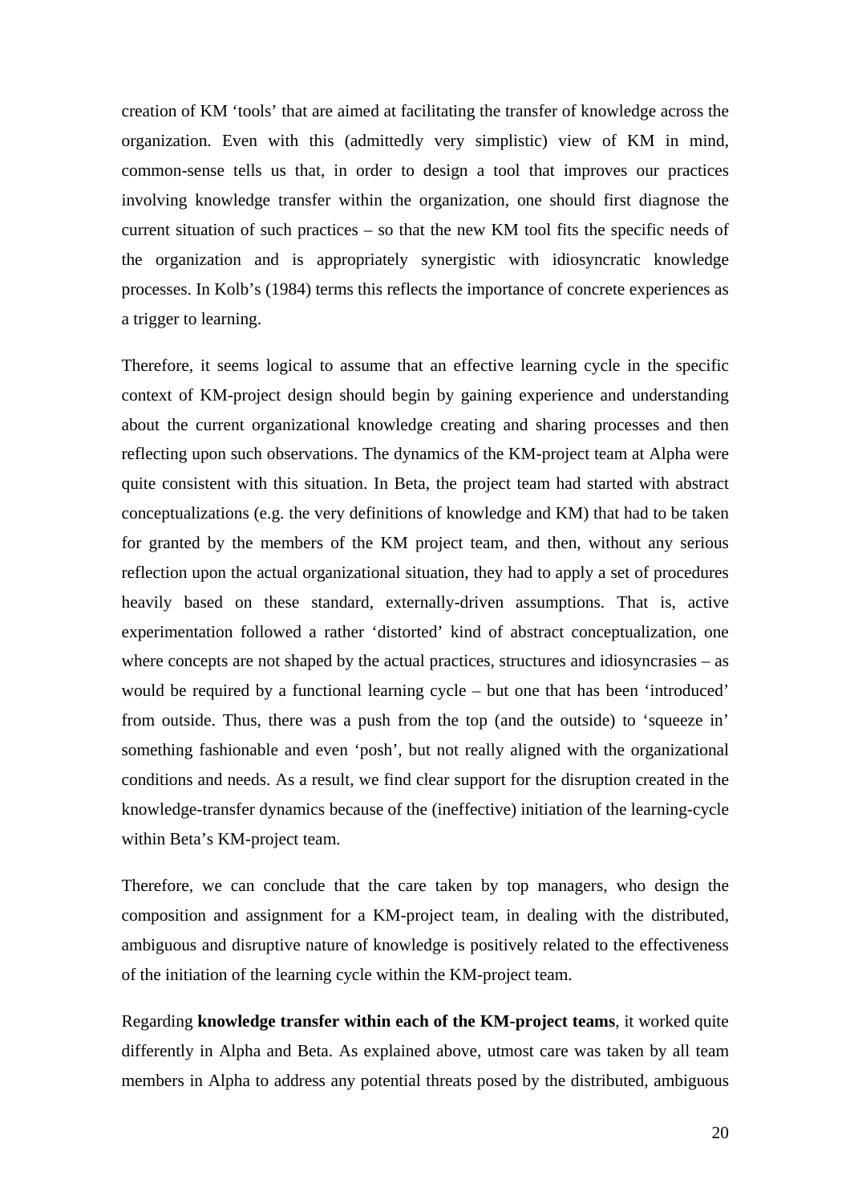creation of KM 'tools' that are aimed at facilitating the transfer of knowledge across the organization. Even with this (admittedly very simplistic) view of KM in mind, common-sense tells us that, in order to design a tool that improves our practices involving knowledge transfer within the organization, one should first diagnose the current situation of such practices – so that the new KM tool fits the specific needs of the organization and is appropriately synergistic with idiosyncratic knowledge processes. In Kolb's (1984) terms this reflects the importance of concrete experiences as a trigger to learning.

Therefore, it seems logical to assume that an effective learning cycle in the specific context of KM-project design should begin by gaining experience and understanding about the current organizational knowledge creating and sharing processes and then reflecting upon such observations. The dynamics of the KM-project team at Alpha were quite consistent with this situation. In Beta, the project team had started with abstract conceptualizations (e.g. the very definitions of knowledge and KM) that had to be taken for granted by the members of the KM project team, and then, without any serious reflection upon the actual organizational situation, they had to apply a set of procedures heavily based on these standard, externally-driven assumptions. That is, active experimentation followed a rather 'distorted' kind of abstract conceptualization, one where concepts are not shaped by the actual practices, structures and idiosyncrasies – as would be required by a functional learning cycle – but one that has been 'introduced' from outside. Thus, there was a push from the top (and the outside) to 'squeeze in' something fashionable and even 'posh', but not really aligned with the organizational conditions and needs. As a result, we find clear support for the disruption created in the knowledge-transfer dynamics because of the (ineffective) initiation of the learning-cycle within Beta's KM-project team.

Therefore, we can conclude that the care taken by top managers, who design the composition and assignment for a KM-project team, in dealing with the distributed, ambiguous and disruptive nature of knowledge is positively related to the effectiveness of the initiation of the learning cycle within the KM-project team.

Regarding **knowledge transfer within each of the KM-project teams**, it worked quite differently in Alpha and Beta. As explained above, utmost care was taken by all team members in Alpha to address any potential threats posed by the distributed, ambiguous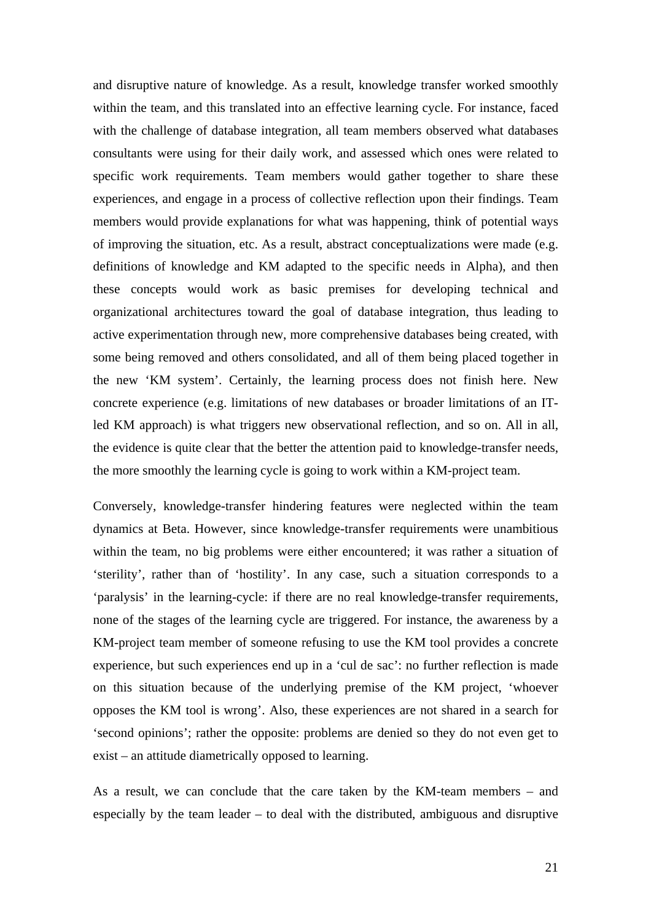and disruptive nature of knowledge. As a result, knowledge transfer worked smoothly within the team, and this translated into an effective learning cycle. For instance, faced with the challenge of database integration, all team members observed what databases consultants were using for their daily work, and assessed which ones were related to specific work requirements. Team members would gather together to share these experiences, and engage in a process of collective reflection upon their findings. Team members would provide explanations for what was happening, think of potential ways of improving the situation, etc. As a result, abstract conceptualizations were made (e.g. definitions of knowledge and KM adapted to the specific needs in Alpha), and then these concepts would work as basic premises for developing technical and organizational architectures toward the goal of database integration, thus leading to active experimentation through new, more comprehensive databases being created, with some being removed and others consolidated, and all of them being placed together in the new 'KM system'. Certainly, the learning process does not finish here. New concrete experience (e.g. limitations of new databases or broader limitations of an IT-led KM approach) is what triggers new observational reflection, and so on. All in all, the evidence is quite clear that the better the attention paid to knowledge-transfer needs, the more smoothly the learning cycle is going to work within a KM-project team.

Conversely, knowledge-transfer hindering features were neglected within the team dynamics at Beta. However, since knowledge-transfer requirements were unambitious within the team, no big problems were either encountered; it was rather a situation of 'sterility', rather than of 'hostility'. In any case, such a situation corresponds to a 'paralysis' in the learning-cycle: if there are no real knowledge-transfer requirements, none of the stages of the learning cycle are triggered. For instance, the awareness by a KM-project team member of someone refusing to use the KM tool provides a concrete experience, but such experiences end up in a 'cul de sac': no further reflection is made on this situation because of the underlying premise of the KM project, 'whoever opposes the KM tool is wrong'. Also, these experiences are not shared in a search for 'second opinions'; rather the opposite: problems are denied so they do not even get to exist – an attitude diametrically opposed to learning.

As a result, we can conclude that the care taken by the KM-team members – and especially by the team leader – to deal with the distributed, ambiguous and disruptive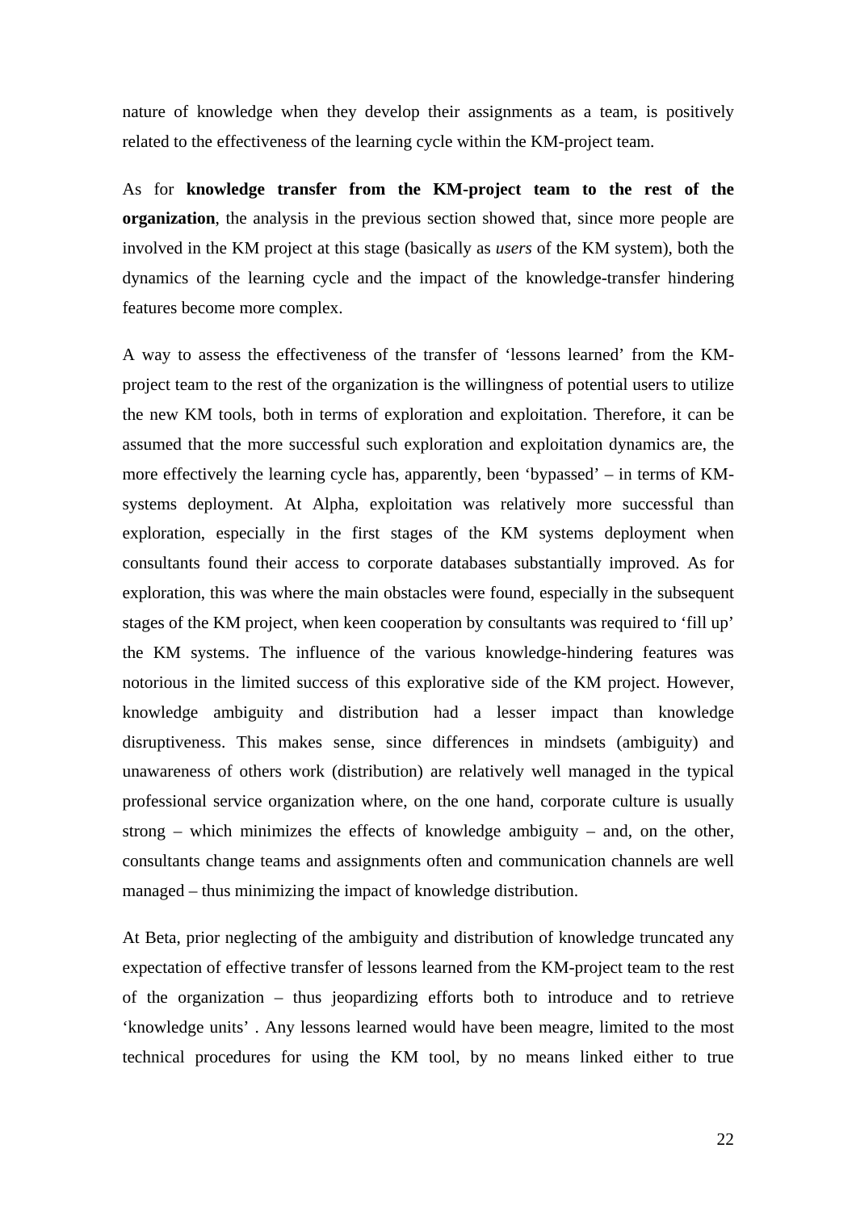nature of knowledge when they develop their assignments as a team, is positively related to the effectiveness of the learning cycle within the KM-project team.

As for **knowledge transfer from the KM-project team to the rest of the organization**, the analysis in the previous section showed that, since more people are involved in the KM project at this stage (basically as *users* of the KM system), both the dynamics of the learning cycle and the impact of the knowledge-transfer hindering features become more complex.

A way to assess the effectiveness of the transfer of 'lessons learned' from the KM-project team to the rest of the organization is the willingness of potential users to utilize the new KM tools, both in terms of exploration and exploitation. Therefore, it can be assumed that the more successful such exploration and exploitation dynamics are, the more effectively the learning cycle has, apparently, been 'bypassed' – in terms of KM-systems deployment. At Alpha, exploitation was relatively more successful than exploration, especially in the first stages of the KM systems deployment when consultants found their access to corporate databases substantially improved. As for exploration, this was where the main obstacles were found, especially in the subsequent stages of the KM project, when keen cooperation by consultants was required to 'fill up' the KM systems. The influence of the various knowledge-hindering features was notorious in the limited success of this explorative side of the KM project. However, knowledge ambiguity and distribution had a lesser impact than knowledge disruptiveness. This makes sense, since differences in mindsets (ambiguity) and unawareness of others work (distribution) are relatively well managed in the typical professional service organization where, on the one hand, corporate culture is usually strong – which minimizes the effects of knowledge ambiguity – and, on the other, consultants change teams and assignments often and communication channels are well managed – thus minimizing the impact of knowledge distribution.

At Beta, prior neglecting of the ambiguity and distribution of knowledge truncated any expectation of effective transfer of lessons learned from the KM-project team to the rest of the organization – thus jeopardizing efforts both to introduce and to retrieve 'knowledge units' . Any lessons learned would have been meagre, limited to the most technical procedures for using the KM tool, by no means linked either to true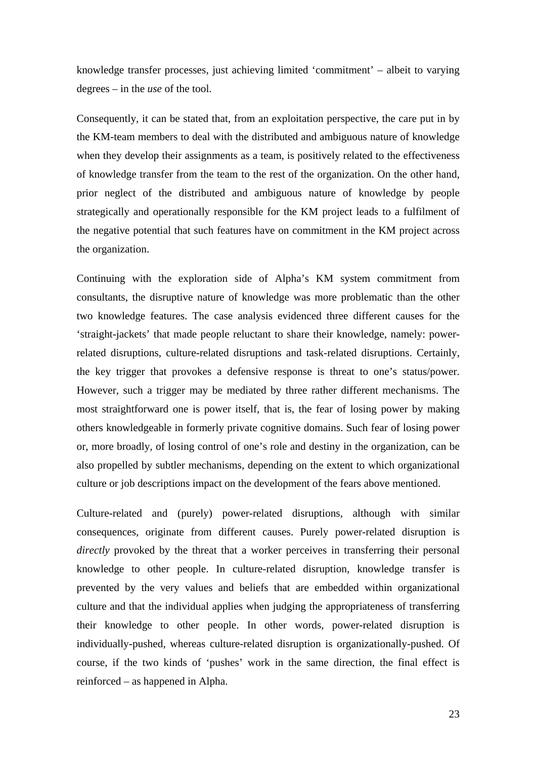knowledge transfer processes, just achieving limited 'commitment' – albeit to varying degrees – in the *use* of the tool.

Consequently, it can be stated that, from an exploitation perspective, the care put in by the KM-team members to deal with the distributed and ambiguous nature of knowledge when they develop their assignments as a team, is positively related to the effectiveness of knowledge transfer from the team to the rest of the organization. On the other hand, prior neglect of the distributed and ambiguous nature of knowledge by people strategically and operationally responsible for the KM project leads to a fulfilment of the negative potential that such features have on commitment in the KM project across the organization.

Continuing with the exploration side of Alpha's KM system commitment from consultants, the disruptive nature of knowledge was more problematic than the other two knowledge features. The case analysis evidenced three different causes for the 'straight-jackets' that made people reluctant to share their knowledge, namely: power-related disruptions, culture-related disruptions and task-related disruptions. Certainly, the key trigger that provokes a defensive response is threat to one's status/power. However, such a trigger may be mediated by three rather different mechanisms. The most straightforward one is power itself, that is, the fear of losing power by making others knowledgeable in formerly private cognitive domains. Such fear of losing power or, more broadly, of losing control of one's role and destiny in the organization, can be also propelled by subtler mechanisms, depending on the extent to which organizational culture or job descriptions impact on the development of the fears above mentioned.

Culture-related and (purely) power-related disruptions, although with similar consequences, originate from different causes. Purely power-related disruption is *directly* provoked by the threat that a worker perceives in transferring their personal knowledge to other people. In culture-related disruption, knowledge transfer is prevented by the very values and beliefs that are embedded within organizational culture and that the individual applies when judging the appropriateness of transferring their knowledge to other people. In other words, power-related disruption is individually-pushed, whereas culture-related disruption is organizationally-pushed. Of course, if the two kinds of 'pushes' work in the same direction, the final effect is reinforced – as happened in Alpha.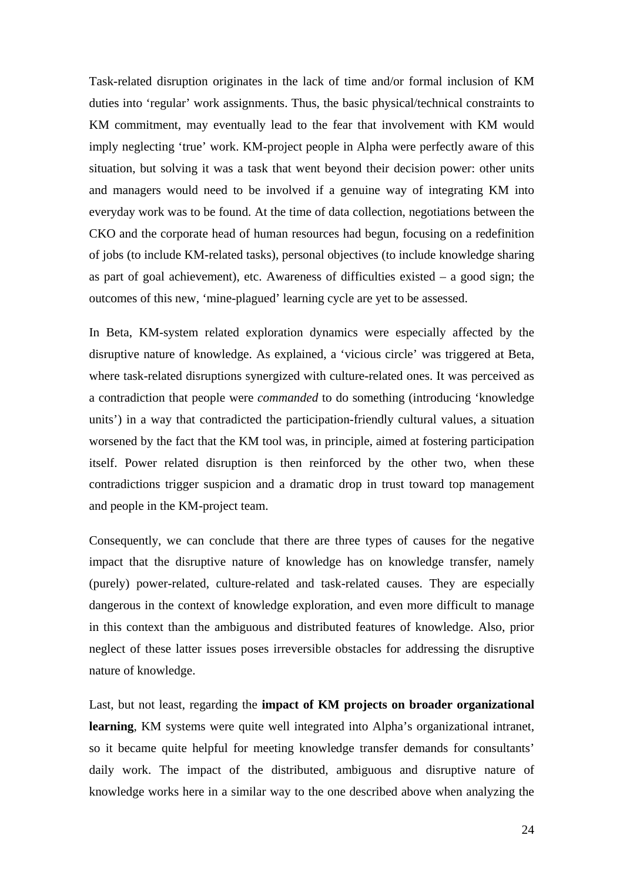Task-related disruption originates in the lack of time and/or formal inclusion of KM duties into 'regular' work assignments. Thus, the basic physical/technical constraints to KM commitment, may eventually lead to the fear that involvement with KM would imply neglecting 'true' work. KM-project people in Alpha were perfectly aware of this situation, but solving it was a task that went beyond their decision power: other units and managers would need to be involved if a genuine way of integrating KM into everyday work was to be found. At the time of data collection, negotiations between the CKO and the corporate head of human resources had begun, focusing on a redefinition of jobs (to include KM-related tasks), personal objectives (to include knowledge sharing as part of goal achievement), etc. Awareness of difficulties existed – a good sign; the outcomes of this new, 'mine-plagued' learning cycle are yet to be assessed.

In Beta, KM-system related exploration dynamics were especially affected by the disruptive nature of knowledge. As explained, a 'vicious circle' was triggered at Beta, where task-related disruptions synergized with culture-related ones. It was perceived as a contradiction that people were *commanded* to do something (introducing 'knowledge units') in a way that contradicted the participation-friendly cultural values, a situation worsened by the fact that the KM tool was, in principle, aimed at fostering participation itself. Power related disruption is then reinforced by the other two, when these contradictions trigger suspicion and a dramatic drop in trust toward top management and people in the KM-project team.

Consequently, we can conclude that there are three types of causes for the negative impact that the disruptive nature of knowledge has on knowledge transfer, namely (purely) power-related, culture-related and task-related causes. They are especially dangerous in the context of knowledge exploration, and even more difficult to manage in this context than the ambiguous and distributed features of knowledge. Also, prior neglect of these latter issues poses irreversible obstacles for addressing the disruptive nature of knowledge.

Last, but not least, regarding the **impact of KM projects on broader organizational learning**, KM systems were quite well integrated into Alpha's organizational intranet, so it became quite helpful for meeting knowledge transfer demands for consultants' daily work. The impact of the distributed, ambiguous and disruptive nature of knowledge works here in a similar way to the one described above when analyzing the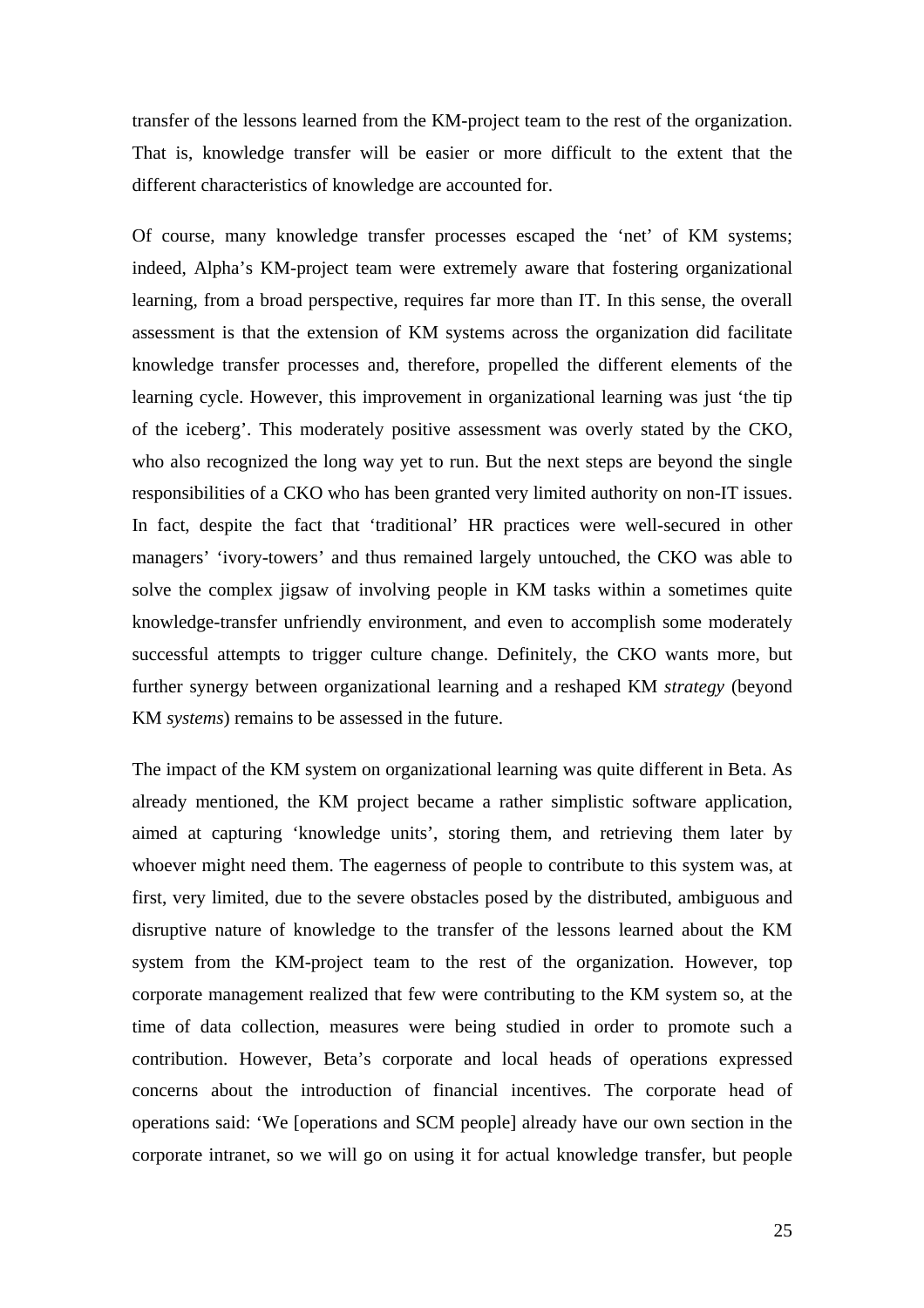transfer of the lessons learned from the KM-project team to the rest of the organization. That is, knowledge transfer will be easier or more difficult to the extent that the different characteristics of knowledge are accounted for.

Of course, many knowledge transfer processes escaped the 'net' of KM systems; indeed, Alpha's KM-project team were extremely aware that fostering organizational learning, from a broad perspective, requires far more than IT. In this sense, the overall assessment is that the extension of KM systems across the organization did facilitate knowledge transfer processes and, therefore, propelled the different elements of the learning cycle. However, this improvement in organizational learning was just 'the tip of the iceberg'. This moderately positive assessment was overly stated by the CKO, who also recognized the long way yet to run. But the next steps are beyond the single responsibilities of a CKO who has been granted very limited authority on non-IT issues. In fact, despite the fact that 'traditional' HR practices were well-secured in other managers' 'ivory-towers' and thus remained largely untouched, the CKO was able to solve the complex jigsaw of involving people in KM tasks within a sometimes quite knowledge-transfer unfriendly environment, and even to accomplish some moderately successful attempts to trigger culture change. Definitely, the CKO wants more, but further synergy between organizational learning and a reshaped KM *strategy* (beyond KM *systems*) remains to be assessed in the future.

The impact of the KM system on organizational learning was quite different in Beta. As already mentioned, the KM project became a rather simplistic software application, aimed at capturing 'knowledge units', storing them, and retrieving them later by whoever might need them. The eagerness of people to contribute to this system was, at first, very limited, due to the severe obstacles posed by the distributed, ambiguous and disruptive nature of knowledge to the transfer of the lessons learned about the KM system from the KM-project team to the rest of the organization. However, top corporate management realized that few were contributing to the KM system so, at the time of data collection, measures were being studied in order to promote such a contribution. However, Beta's corporate and local heads of operations expressed concerns about the introduction of financial incentives. The corporate head of operations said: 'We [operations and SCM people] already have our own section in the corporate intranet, so we will go on using it for actual knowledge transfer, but people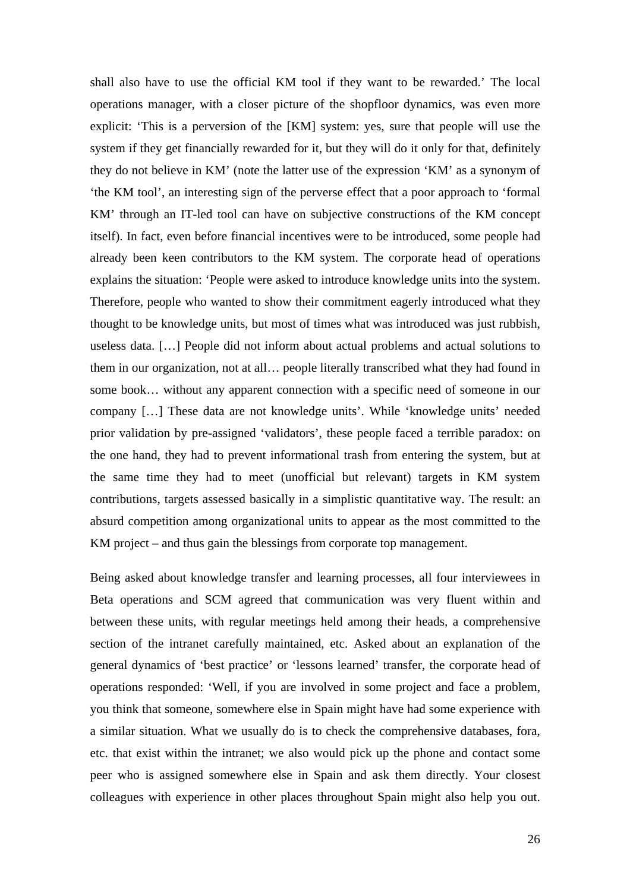shall also have to use the official KM tool if they want to be rewarded.' The local operations manager, with a closer picture of the shopfloor dynamics, was even more explicit: 'This is a perversion of the [KM] system: yes, sure that people will use the system if they get financially rewarded for it, but they will do it only for that, definitely they do not believe in KM' (note the latter use of the expression 'KM' as a synonym of 'the KM tool', an interesting sign of the perverse effect that a poor approach to 'formal KM' through an IT-led tool can have on subjective constructions of the KM concept itself). In fact, even before financial incentives were to be introduced, some people had already been keen contributors to the KM system. The corporate head of operations explains the situation: 'People were asked to introduce knowledge units into the system. Therefore, people who wanted to show their commitment eagerly introduced what they thought to be knowledge units, but most of times what was introduced was just rubbish, useless data. […] People did not inform about actual problems and actual solutions to them in our organization, not at all… people literally transcribed what they had found in some book… without any apparent connection with a specific need of someone in our company […] These data are not knowledge units'. While 'knowledge units' needed prior validation by pre-assigned 'validators', these people faced a terrible paradox: on the one hand, they had to prevent informational trash from entering the system, but at the same time they had to meet (unofficial but relevant) targets in KM system contributions, targets assessed basically in a simplistic quantitative way. The result: an absurd competition among organizational units to appear as the most committed to the KM project – and thus gain the blessings from corporate top management.

Being asked about knowledge transfer and learning processes, all four interviewees in Beta operations and SCM agreed that communication was very fluent within and between these units, with regular meetings held among their heads, a comprehensive section of the intranet carefully maintained, etc. Asked about an explanation of the general dynamics of 'best practice' or 'lessons learned' transfer, the corporate head of operations responded: 'Well, if you are involved in some project and face a problem, you think that someone, somewhere else in Spain might have had some experience with a similar situation. What we usually do is to check the comprehensive databases, fora, etc. that exist within the intranet; we also would pick up the phone and contact some peer who is assigned somewhere else in Spain and ask them directly. Your closest colleagues with experience in other places throughout Spain might also help you out.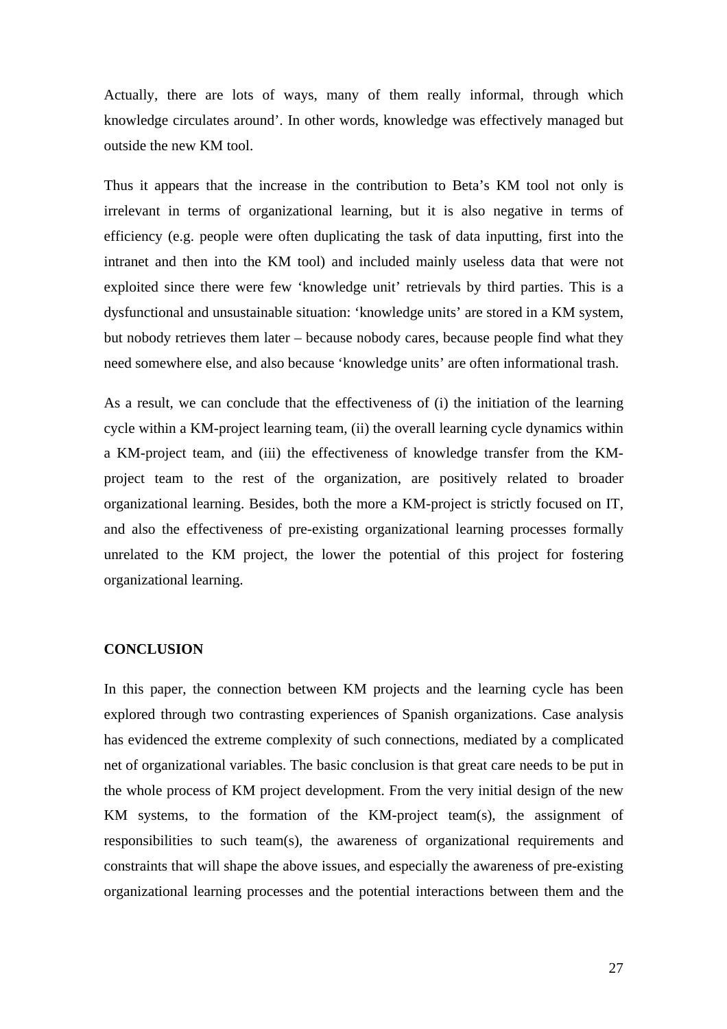Actually, there are lots of ways, many of them really informal, through which knowledge circulates around'. In other words, knowledge was effectively managed but outside the new KM tool.

Thus it appears that the increase in the contribution to Beta's KM tool not only is irrelevant in terms of organizational learning, but it is also negative in terms of efficiency (e.g. people were often duplicating the task of data inputting, first into the intranet and then into the KM tool) and included mainly useless data that were not exploited since there were few 'knowledge unit' retrievals by third parties. This is a dysfunctional and unsustainable situation: 'knowledge units' are stored in a KM system, but nobody retrieves them later – because nobody cares, because people find what they need somewhere else, and also because 'knowledge units' are often informational trash.

As a result, we can conclude that the effectiveness of (i) the initiation of the learning cycle within a KM-project learning team, (ii) the overall learning cycle dynamics within a KM-project team, and (iii) the effectiveness of knowledge transfer from the KM-project team to the rest of the organization, are positively related to broader organizational learning. Besides, both the more a KM-project is strictly focused on IT, and also the effectiveness of pre-existing organizational learning processes formally unrelated to the KM project, the lower the potential of this project for fostering organizational learning.

## CONCLUSION

In this paper, the connection between KM projects and the learning cycle has been explored through two contrasting experiences of Spanish organizations. Case analysis has evidenced the extreme complexity of such connections, mediated by a complicated net of organizational variables. The basic conclusion is that great care needs to be put in the whole process of KM project development. From the very initial design of the new KM systems, to the formation of the KM-project team(s), the assignment of responsibilities to such team(s), the awareness of organizational requirements and constraints that will shape the above issues, and especially the awareness of pre-existing organizational learning processes and the potential interactions between them and the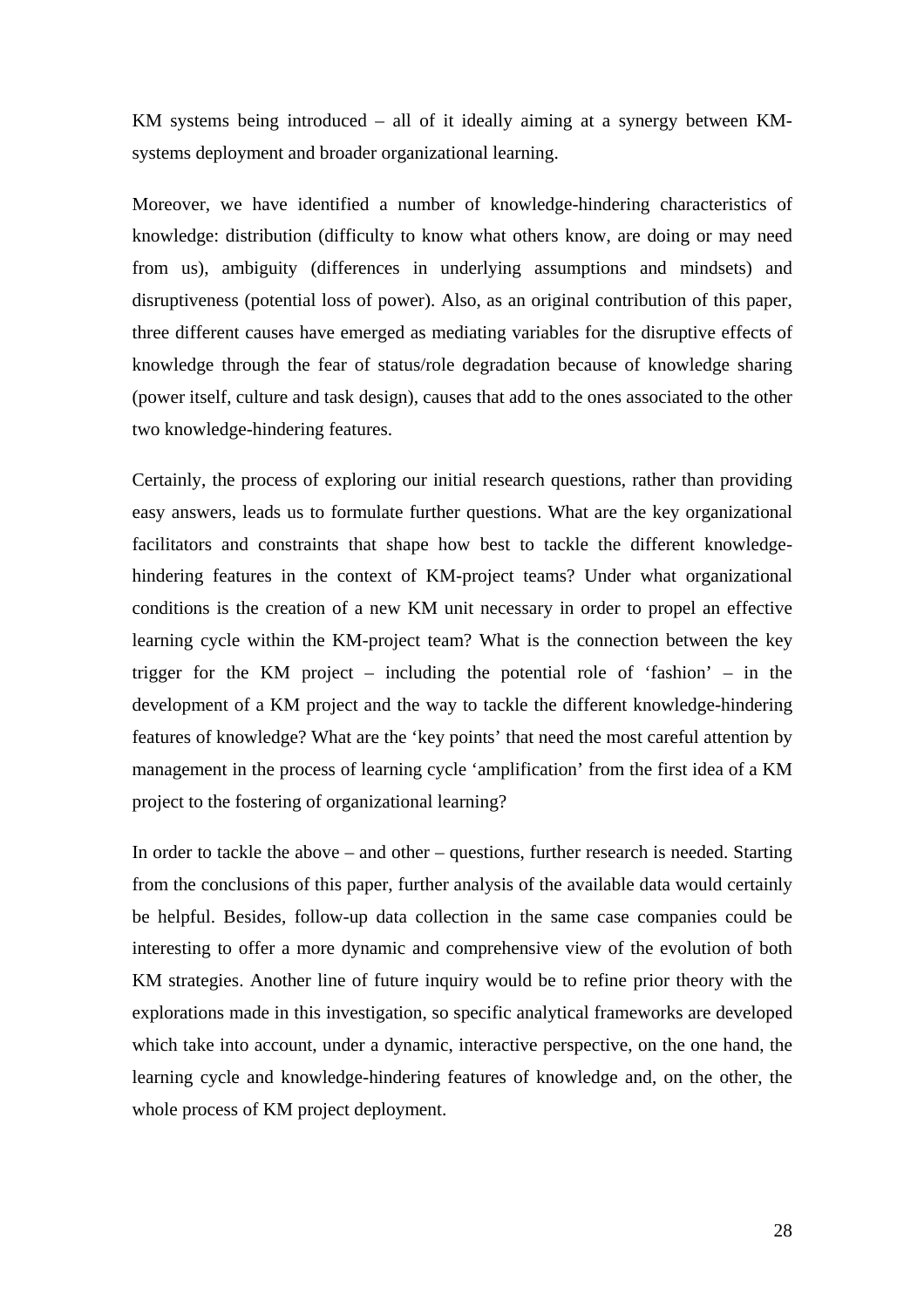KM systems being introduced – all of it ideally aiming at a synergy between KM-systems deployment and broader organizational learning.

Moreover, we have identified a number of knowledge-hindering characteristics of knowledge: distribution (difficulty to know what others know, are doing or may need from us), ambiguity (differences in underlying assumptions and mindsets) and disruptiveness (potential loss of power). Also, as an original contribution of this paper, three different causes have emerged as mediating variables for the disruptive effects of knowledge through the fear of status/role degradation because of knowledge sharing (power itself, culture and task design), causes that add to the ones associated to the other two knowledge-hindering features.

Certainly, the process of exploring our initial research questions, rather than providing easy answers, leads us to formulate further questions. What are the key organizational facilitators and constraints that shape how best to tackle the different knowledge-hindering features in the context of KM-project teams? Under what organizational conditions is the creation of a new KM unit necessary in order to propel an effective learning cycle within the KM-project team? What is the connection between the key trigger for the KM project – including the potential role of 'fashion' – in the development of a KM project and the way to tackle the different knowledge-hindering features of knowledge? What are the 'key points' that need the most careful attention by management in the process of learning cycle 'amplification' from the first idea of a KM project to the fostering of organizational learning?

In order to tackle the above – and other – questions, further research is needed. Starting from the conclusions of this paper, further analysis of the available data would certainly be helpful. Besides, follow-up data collection in the same case companies could be interesting to offer a more dynamic and comprehensive view of the evolution of both KM strategies. Another line of future inquiry would be to refine prior theory with the explorations made in this investigation, so specific analytical frameworks are developed which take into account, under a dynamic, interactive perspective, on the one hand, the learning cycle and knowledge-hindering features of knowledge and, on the other, the whole process of KM project deployment.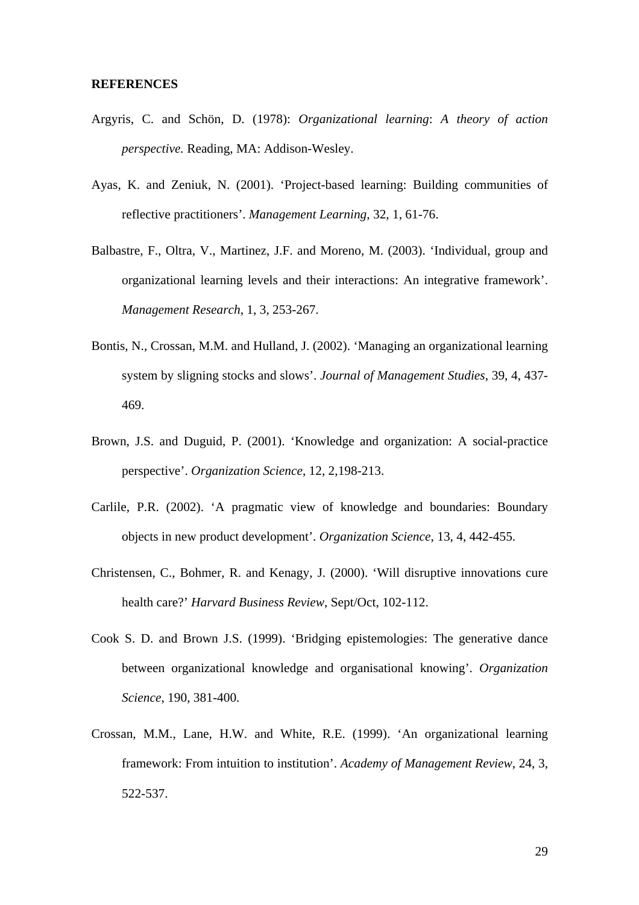**REFERENCES**

Argyris, C. and Schön, D. (1978): *Organizational learning*: *A theory of action perspective.* Reading, MA: Addison-Wesley.

Ayas, K. and Zeniuk, N. (2001). 'Project-based learning: Building communities of reflective practitioners'. *Management Learning*, 32, 1, 61-76.

Balbastre, F., Oltra, V., Martinez, J.F. and Moreno, M. (2003). 'Individual, group and organizational learning levels and their interactions: An integrative framework'. *Management Research*, 1, 3, 253-267.

Bontis, N., Crossan, M.M. and Hulland, J. (2002). 'Managing an organizational learning system by sligning stocks and slows'. *Journal of Management Studies*, 39, 4, 437-469.

Brown, J.S. and Duguid, P. (2001). 'Knowledge and organization: A social-practice perspective'. *Organization Science*, 12, 2,198-213.

Carlile, P.R. (2002). 'A pragmatic view of knowledge and boundaries: Boundary objects in new product development'. *Organization Science*, 13, 4, 442-455.

Christensen, C., Bohmer, R. and Kenagy, J. (2000). 'Will disruptive innovations cure health care?' *Harvard Business Review*, Sept/Oct, 102-112.

Cook S. D. and Brown J.S. (1999). 'Bridging epistemologies: The generative dance between organizational knowledge and organisational knowing'. *Organization Science*, 190, 381-400.

Crossan, M.M., Lane, H.W. and White, R.E. (1999). 'An organizational learning framework: From intuition to institution'. *Academy of Management Review*, 24, 3, 522-537.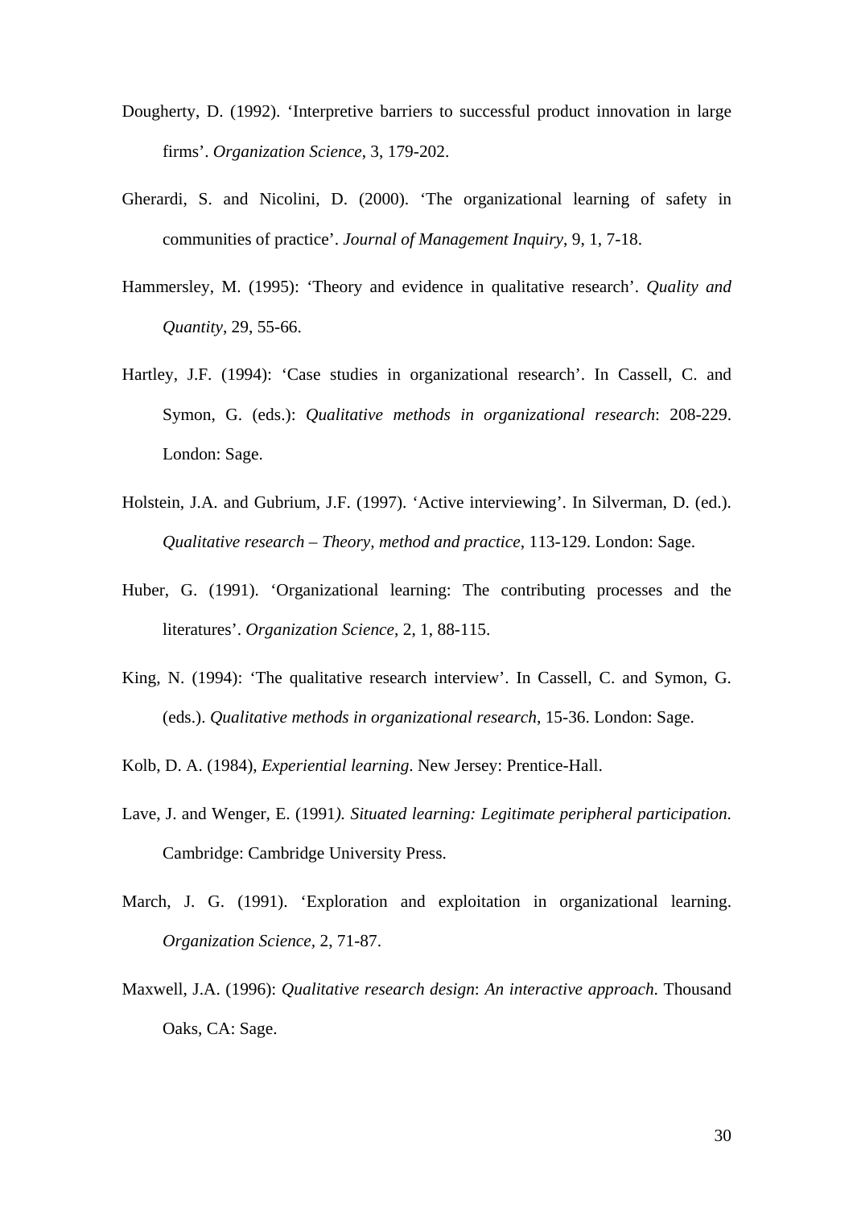Dougherty, D. (1992). 'Interpretive barriers to successful product innovation in large firms'. *Organization Science*, 3, 179-202.

Gherardi, S. and Nicolini, D. (2000). 'The organizational learning of safety in communities of practice'. *Journal of Management Inquiry*, 9, 1, 7-18.

Hammersley, M. (1995): 'Theory and evidence in qualitative research'. *Quality and Quantity*, 29, 55-66.

Hartley, J.F. (1994): 'Case studies in organizational research'. In Cassell, C. and Symon, G. (eds.): *Qualitative methods in organizational research*: 208-229. London: Sage.

Holstein, J.A. and Gubrium, J.F. (1997). 'Active interviewing'. In Silverman, D. (ed.). *Qualitative research – Theory, method and practice*, 113-129. London: Sage.

Huber, G. (1991). 'Organizational learning: The contributing processes and the literatures'. *Organization Science*, 2, 1, 88-115.

King, N. (1994): 'The qualitative research interview'. In Cassell, C. and Symon, G. (eds.). *Qualitative methods in organizational research*, 15-36. London: Sage.

Kolb, D. A. (1984), *Experiential learning*. New Jersey: Prentice-Hall.

Lave, J. and Wenger, E. (1991*). Situated learning: Legitimate peripheral participation*. Cambridge: Cambridge University Press.

March, J. G. (1991). 'Exploration and exploitation in organizational learning. *Organization Science*, 2, 71-87.

Maxwell, J.A. (1996): *Qualitative research design*: *An interactive approach*. Thousand Oaks, CA: Sage.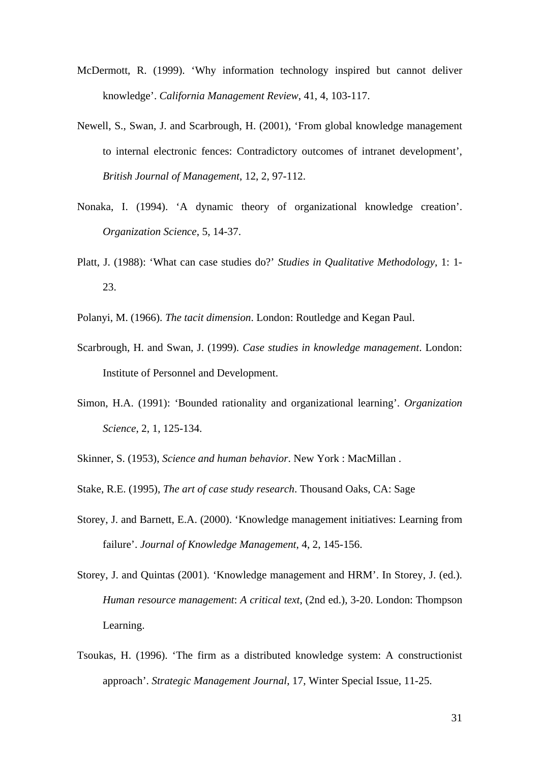McDermott, R. (1999). ‘Why information technology inspired but cannot deliver knowledge’. *California Management Review*, 41, 4, 103-117.

Newell, S., Swan, J. and Scarbrough, H. (2001), ‘From global knowledge management to internal electronic fences: Contradictory outcomes of intranet development’, *British Journal of Management*, 12, 2, 97-112.

Nonaka, I. (1994). ‘A dynamic theory of organizational knowledge creation’. *Organization Science*, 5, 14-37.

Platt, J. (1988): ‘What can case studies do?’ *Studies in Qualitative Methodology*, 1: 1-23.

Polanyi, M. (1966). *The tacit dimension*. London: Routledge and Kegan Paul.

Scarbrough, H. and Swan, J. (1999). *Case studies in knowledge management*. London: Institute of Personnel and Development.

Simon, H.A. (1991): ‘Bounded rationality and organizational learning’. *Organization Science*, 2, 1, 125-134.

Skinner, S. (1953), *Science and human behavior*. New York : MacMillan .

Stake, R.E. (1995), *The art of case study research*. Thousand Oaks, CA: Sage

Storey, J. and Barnett, E.A. (2000). ‘Knowledge management initiatives: Learning from failure’. *Journal of Knowledge Management*, 4, 2, 145-156.

Storey, J. and Quintas (2001). ‘Knowledge management and HRM’. In Storey, J. (ed.). *Human resource management*: *A critical text*, (2nd ed.), 3-20. London: Thompson Learning.

Tsoukas, H. (1996). ‘The firm as a distributed knowledge system: A constructionist approach’. *Strategic Management Journal*, 17, Winter Special Issue, 11-25.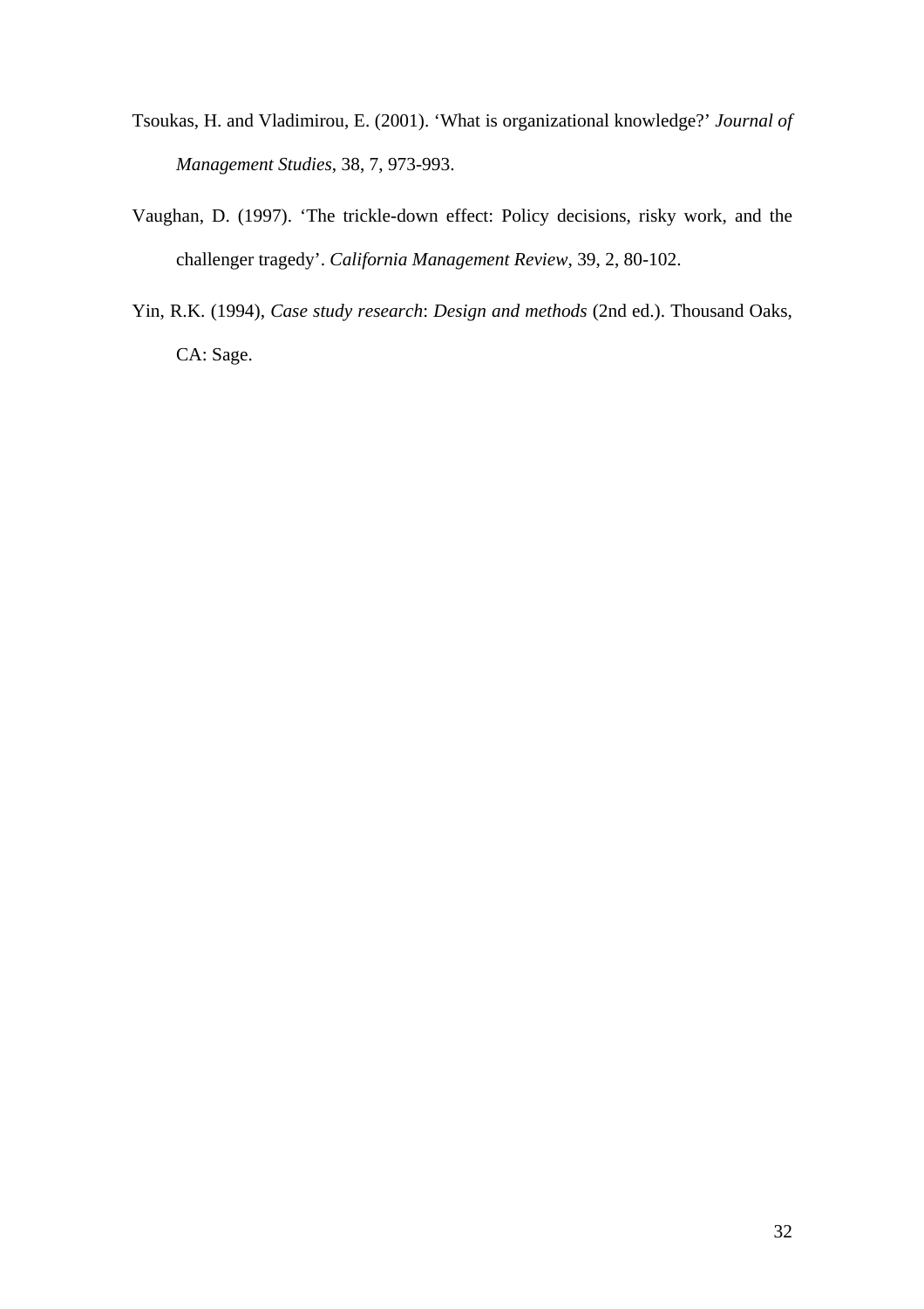Tsoukas, H. and Vladimirou, E. (2001). 'What is organizational knowledge?' *Journal of Management Studies*, 38, 7, 973-993.

Vaughan, D. (1997). 'The trickle-down effect: Policy decisions, risky work, and the challenger tragedy'. *California Management Review*, 39, 2, 80-102.

Yin, R.K. (1994), *Case study research*: *Design and methods* (2nd ed.). Thousand Oaks, CA: Sage.